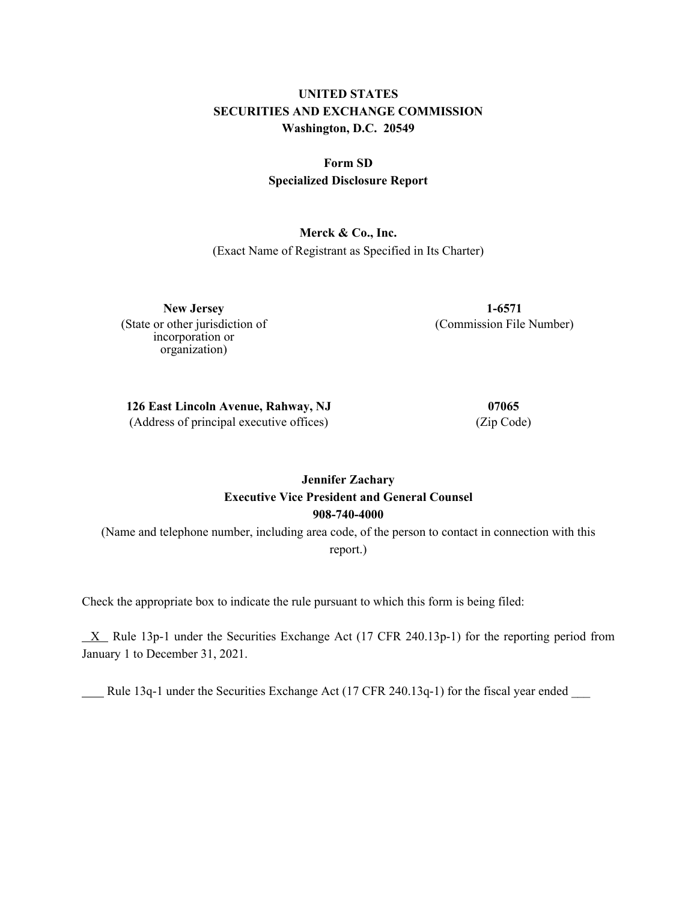**UNITED STATES**
**SECURITIES AND EXCHANGE COMMISSION**
**Washington, D.C. 20549**

**Form SD**
**Specialized Disclosure Report**

**Merck & Co., Inc.**
(Exact Name of Registrant as Specified in Its Charter)

| **New Jersey** | **1-6571** |
| --- | --- |
| (State or other jurisdiction of incorporation or organization) | (Commission File Number) |

| **126 East Lincoln Avenue, Rahway, NJ** | **07065** |
| --- | --- |
| (Address of principal executive offices) | (Zip Code) |

**Jennifer Zachary**
**Executive Vice President and General Counsel**
**908-740-4000**
(Name and telephone number, including area code, of the person to contact in connection with this report.)

Check the appropriate box to indicate the rule pursuant to which this form is being filed:

\_X\_ Rule 13p-1 under the Securities Exchange Act (17 CFR 240.13p-1) for the reporting period from January 1 to December 31, 2021.

\_\_\_ Rule 13q-1 under the Securities Exchange Act (17 CFR 240.13q-1) for the fiscal year ended \_\_\_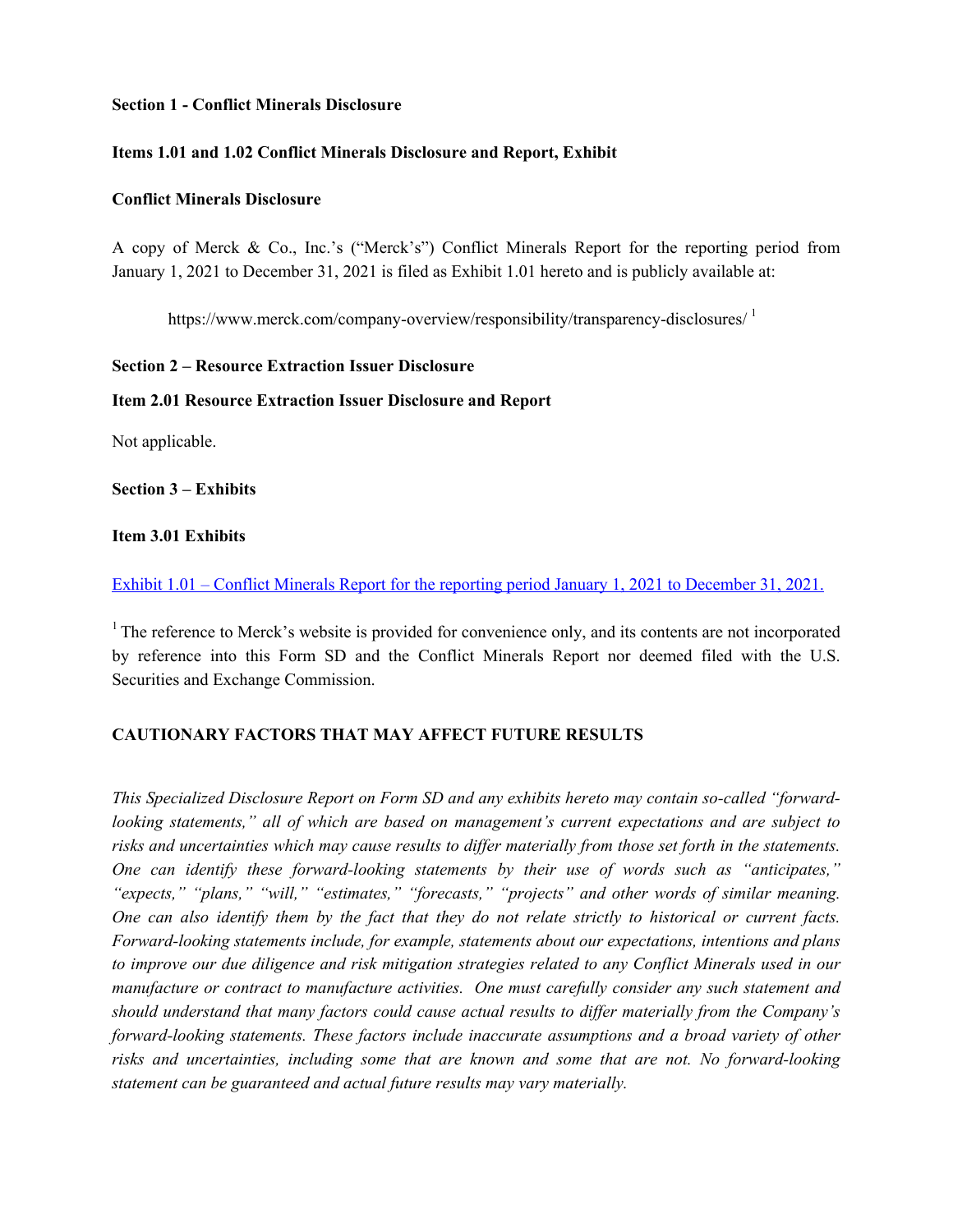**Section 1 - Conflict Minerals Disclosure**

**Items 1.01 and 1.02 Conflict Minerals Disclosure and Report, Exhibit**

**Conflict Minerals Disclosure**

A copy of Merck & Co., Inc.'s ("Merck's") Conflict Minerals Report for the reporting period from January 1, 2021 to December 31, 2021 is filed as Exhibit 1.01 hereto and is publicly available at:

https://www.merck.com/company-overview/responsibility/transparency-disclosures/ [1]

**Section 2 – Resource Extraction Issuer Disclosure**

**Item 2.01 Resource Extraction Issuer Disclosure and Report**

Not applicable.

**Section 3 – Exhibits**

**Item 3.01 Exhibits**

Exhibit 1.01 – Conflict Minerals Report for the reporting period January 1, 2021 to December 31, 2021.

[1] The reference to Merck's website is provided for convenience only, and its contents are not incorporated by reference into this Form SD and the Conflict Minerals Report nor deemed filed with the U.S. Securities and Exchange Commission.

**CAUTIONARY FACTORS THAT MAY AFFECT FUTURE RESULTS**

*This Specialized Disclosure Report on Form SD and any exhibits hereto may contain so-called "forward-looking statements," all of which are based on management's current expectations and are subject to risks and uncertainties which may cause results to differ materially from those set forth in the statements. One can identify these forward-looking statements by their use of words such as "anticipates," "expects," "plans," "will," "estimates," "forecasts," "projects" and other words of similar meaning. One can also identify them by the fact that they do not relate strictly to historical or current facts. Forward-looking statements include, for example, statements about our expectations, intentions and plans to improve our due diligence and risk mitigation strategies related to any Conflict Minerals used in our manufacture or contract to manufacture activities. One must carefully consider any such statement and should understand that many factors could cause actual results to differ materially from the Company's forward-looking statements. These factors include inaccurate assumptions and a broad variety of other risks and uncertainties, including some that are known and some that are not. No forward-looking statement can be guaranteed and actual future results may vary materially.*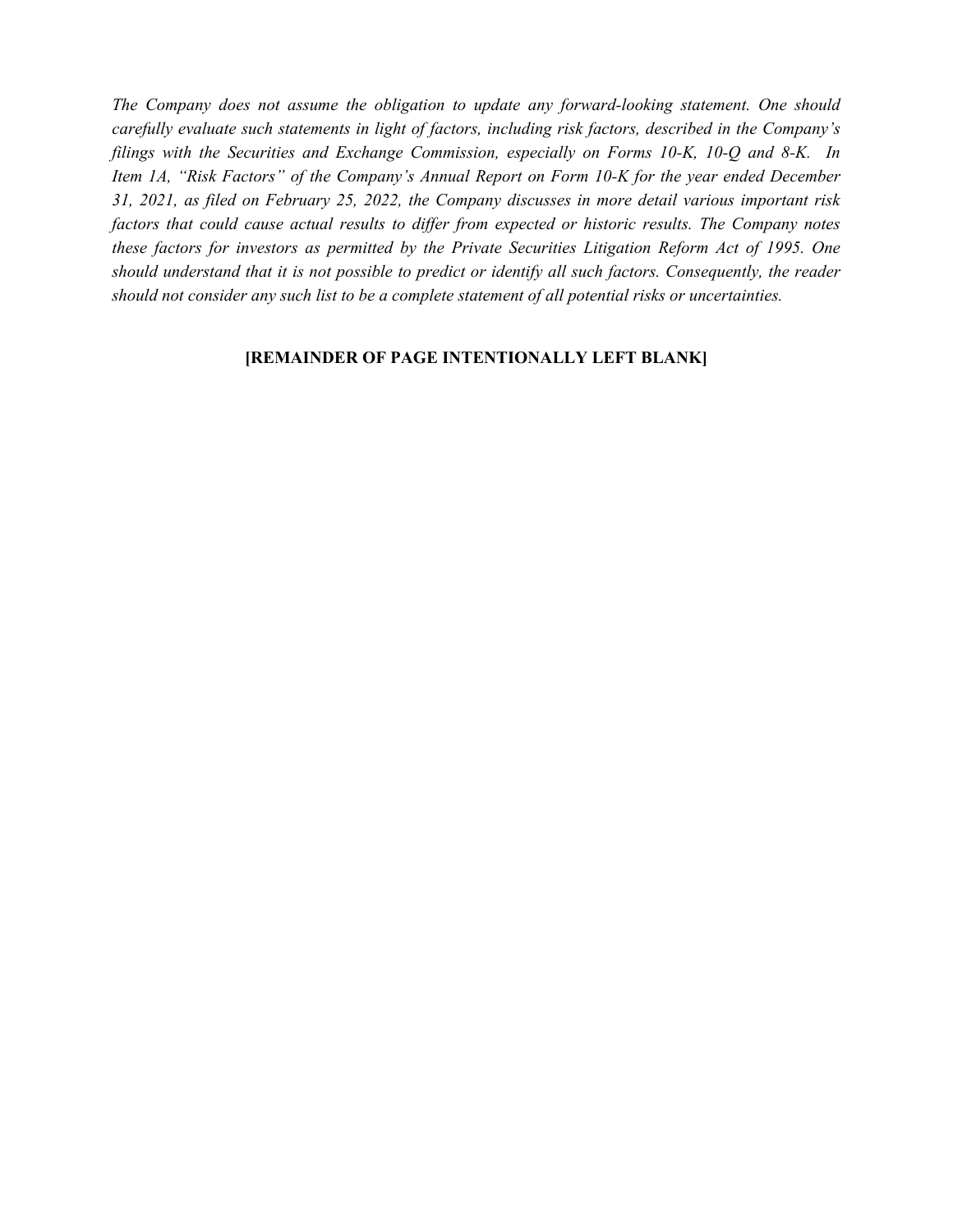*The Company does not assume the obligation to update any forward-looking statement. One should carefully evaluate such statements in light of factors, including risk factors, described in the Company's filings with the Securities and Exchange Commission, especially on Forms 10-K, 10-Q and 8-K. In Item 1A, "Risk Factors" of the Company's Annual Report on Form 10-K for the year ended December 31, 2021, as filed on February 25, 2022, the Company discusses in more detail various important risk factors that could cause actual results to differ from expected or historic results. The Company notes these factors for investors as permitted by the Private Securities Litigation Reform Act of 1995. One should understand that it is not possible to predict or identify all such factors. Consequently, the reader should not consider any such list to be a complete statement of all potential risks or uncertainties.*

**[REMAINDER OF PAGE INTENTIONALLY LEFT BLANK]**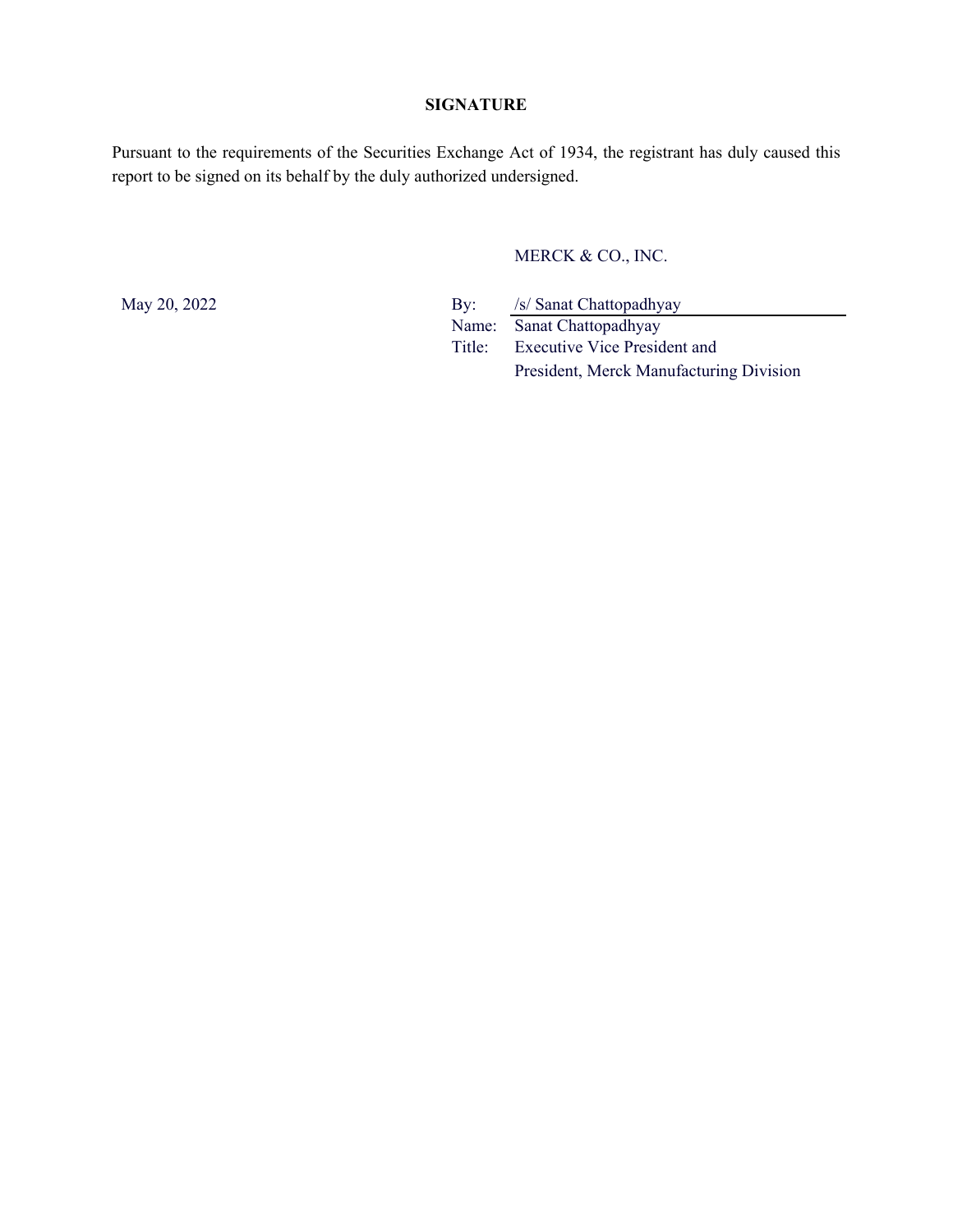## SIGNATURE

Pursuant to the requirements of the Securities Exchange Act of 1934, the registrant has duly caused this report to be signed on its behalf by the duly authorized undersigned.

MERCK & CO., INC.

May 20, 2022

By: /s/ Sanat Chattopadhyay
Name: Sanat Chattopadhyay
Title: Executive Vice President and
President, Merck Manufacturing Division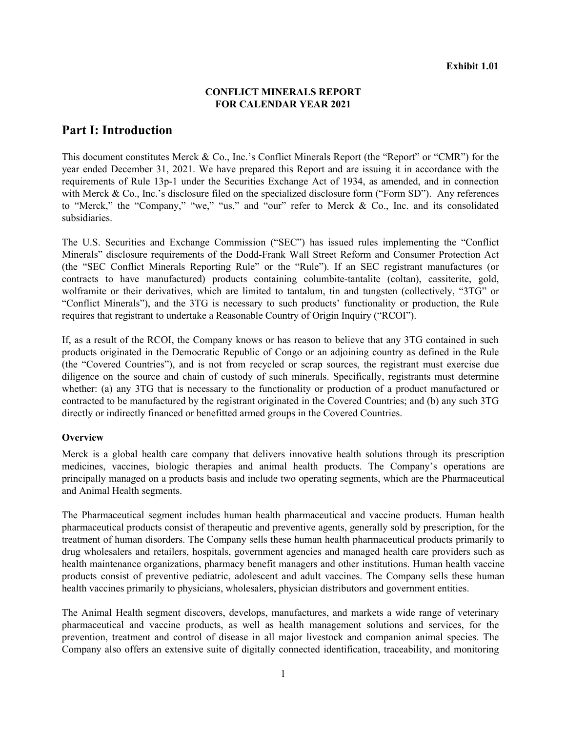**Exhibit 1.01**

**CONFLICT MINERALS REPORT**
**FOR CALENDAR YEAR 2021**

# Part I: Introduction

This document constitutes Merck & Co., Inc.'s Conflict Minerals Report (the "Report" or "CMR") for the year ended December 31, 2021. We have prepared this Report and are issuing it in accordance with the requirements of Rule 13p-1 under the Securities Exchange Act of 1934, as amended, and in connection with Merck & Co., Inc.'s disclosure filed on the specialized disclosure form ("Form SD"). Any references to "Merck," the "Company," "we," "us," and "our" refer to Merck & Co., Inc. and its consolidated subsidiaries.

The U.S. Securities and Exchange Commission ("SEC") has issued rules implementing the "Conflict Minerals" disclosure requirements of the Dodd-Frank Wall Street Reform and Consumer Protection Act (the "SEC Conflict Minerals Reporting Rule" or the "Rule"). If an SEC registrant manufactures (or contracts to have manufactured) products containing columbite-tantalite (coltan), cassiterite, gold, wolframite or their derivatives, which are limited to tantalum, tin and tungsten (collectively, "3TG" or "Conflict Minerals"), and the 3TG is necessary to such products' functionality or production, the Rule requires that registrant to undertake a Reasonable Country of Origin Inquiry ("RCOI").

If, as a result of the RCOI, the Company knows or has reason to believe that any 3TG contained in such products originated in the Democratic Republic of Congo or an adjoining country as defined in the Rule (the "Covered Countries"), and is not from recycled or scrap sources, the registrant must exercise due diligence on the source and chain of custody of such minerals. Specifically, registrants must determine whether: (a) any 3TG that is necessary to the functionality or production of a product manufactured or contracted to be manufactured by the registrant originated in the Covered Countries; and (b) any such 3TG directly or indirectly financed or benefitted armed groups in the Covered Countries.

**Overview**

Merck is a global health care company that delivers innovative health solutions through its prescription medicines, vaccines, biologic therapies and animal health products. The Company's operations are principally managed on a products basis and include two operating segments, which are the Pharmaceutical and Animal Health segments.

The Pharmaceutical segment includes human health pharmaceutical and vaccine products. Human health pharmaceutical products consist of therapeutic and preventive agents, generally sold by prescription, for the treatment of human disorders. The Company sells these human health pharmaceutical products primarily to drug wholesalers and retailers, hospitals, government agencies and managed health care providers such as health maintenance organizations, pharmacy benefit managers and other institutions. Human health vaccine products consist of preventive pediatric, adolescent and adult vaccines. The Company sells these human health vaccines primarily to physicians, wholesalers, physician distributors and government entities.

The Animal Health segment discovers, develops, manufactures, and markets a wide range of veterinary pharmaceutical and vaccine products, as well as health management solutions and services, for the prevention, treatment and control of disease in all major livestock and companion animal species. The Company also offers an extensive suite of digitally connected identification, traceability, and monitoring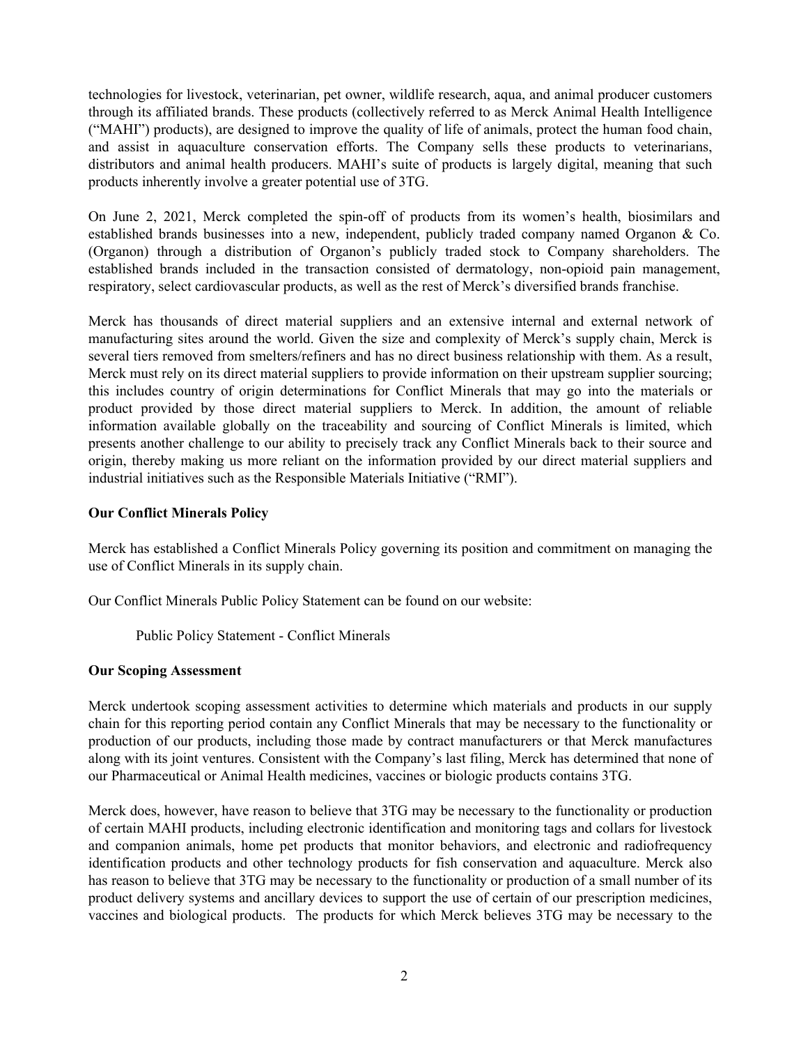technologies for livestock, veterinarian, pet owner, wildlife research, aqua, and animal producer customers through its affiliated brands. These products (collectively referred to as Merck Animal Health Intelligence ("MAHI") products), are designed to improve the quality of life of animals, protect the human food chain, and assist in aquaculture conservation efforts. The Company sells these products to veterinarians, distributors and animal health producers. MAHI's suite of products is largely digital, meaning that such products inherently involve a greater potential use of 3TG.

On June 2, 2021, Merck completed the spin-off of products from its women's health, biosimilars and established brands businesses into a new, independent, publicly traded company named Organon & Co. (Organon) through a distribution of Organon's publicly traded stock to Company shareholders. The established brands included in the transaction consisted of dermatology, non-opioid pain management, respiratory, select cardiovascular products, as well as the rest of Merck's diversified brands franchise.

Merck has thousands of direct material suppliers and an extensive internal and external network of manufacturing sites around the world. Given the size and complexity of Merck's supply chain, Merck is several tiers removed from smelters/refiners and has no direct business relationship with them. As a result, Merck must rely on its direct material suppliers to provide information on their upstream supplier sourcing; this includes country of origin determinations for Conflict Minerals that may go into the materials or product provided by those direct material suppliers to Merck. In addition, the amount of reliable information available globally on the traceability and sourcing of Conflict Minerals is limited, which presents another challenge to our ability to precisely track any Conflict Minerals back to their source and origin, thereby making us more reliant on the information provided by our direct material suppliers and industrial initiatives such as the Responsible Materials Initiative ("RMI").

**Our Conflict Minerals Policy**

Merck has established a Conflict Minerals Policy governing its position and commitment on managing the use of Conflict Minerals in its supply chain.

Our Conflict Minerals Public Policy Statement can be found on our website:

Public Policy Statement - Conflict Minerals

**Our Scoping Assessment**

Merck undertook scoping assessment activities to determine which materials and products in our supply chain for this reporting period contain any Conflict Minerals that may be necessary to the functionality or production of our products, including those made by contract manufacturers or that Merck manufactures along with its joint ventures. Consistent with the Company's last filing, Merck has determined that none of our Pharmaceutical or Animal Health medicines, vaccines or biologic products contains 3TG.

Merck does, however, have reason to believe that 3TG may be necessary to the functionality or production of certain MAHI products, including electronic identification and monitoring tags and collars for livestock and companion animals, home pet products that monitor behaviors, and electronic and radiofrequency identification products and other technology products for fish conservation and aquaculture. Merck also has reason to believe that 3TG may be necessary to the functionality or production of a small number of its product delivery systems and ancillary devices to support the use of certain of our prescription medicines, vaccines and biological products. The products for which Merck believes 3TG may be necessary to the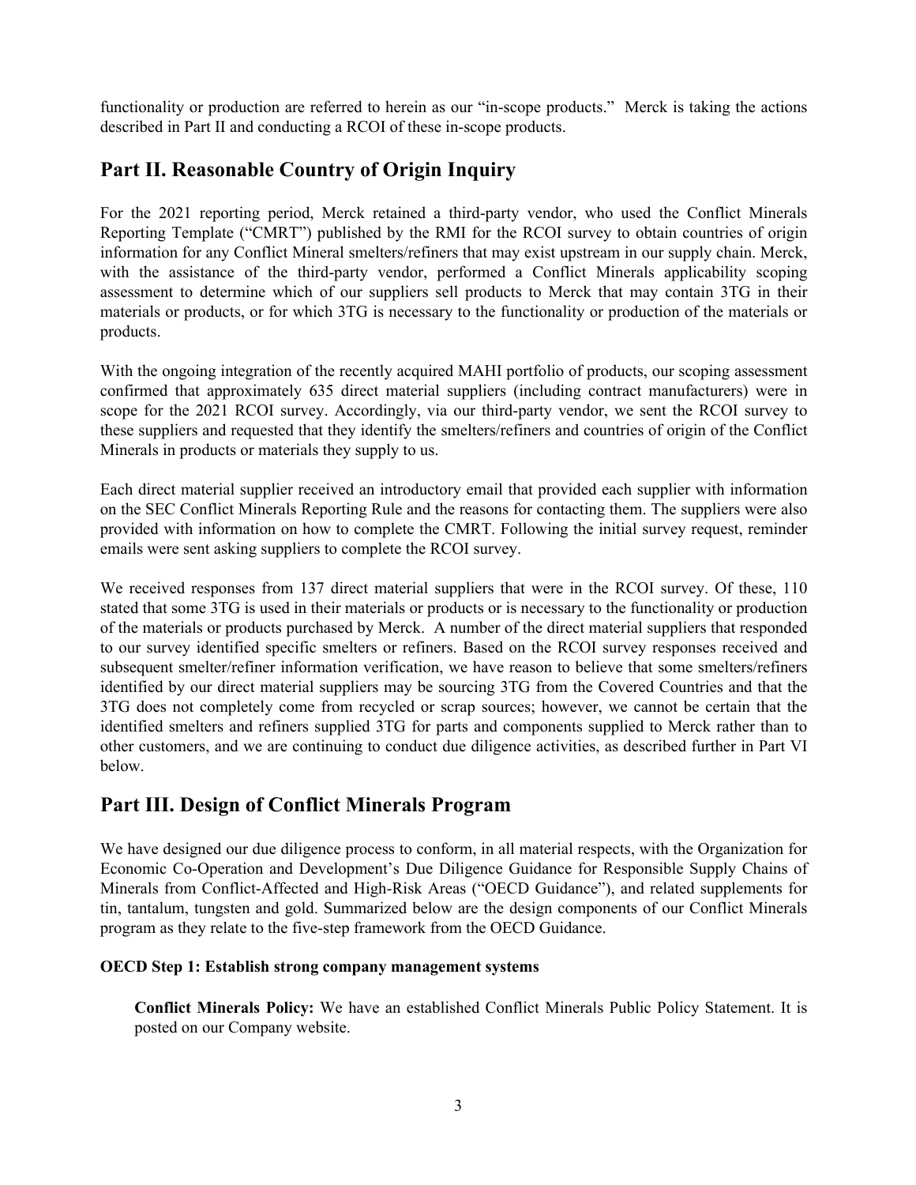functionality or production are referred to herein as our "in-scope products." Merck is taking the actions described in Part II and conducting a RCOI of these in-scope products.

## Part II. Reasonable Country of Origin Inquiry

For the 2021 reporting period, Merck retained a third-party vendor, who used the Conflict Minerals Reporting Template ("CMRT") published by the RMI for the RCOI survey to obtain countries of origin information for any Conflict Mineral smelters/refiners that may exist upstream in our supply chain. Merck, with the assistance of the third-party vendor, performed a Conflict Minerals applicability scoping assessment to determine which of our suppliers sell products to Merck that may contain 3TG in their materials or products, or for which 3TG is necessary to the functionality or production of the materials or products.

With the ongoing integration of the recently acquired MAHI portfolio of products, our scoping assessment confirmed that approximately 635 direct material suppliers (including contract manufacturers) were in scope for the 2021 RCOI survey. Accordingly, via our third-party vendor, we sent the RCOI survey to these suppliers and requested that they identify the smelters/refiners and countries of origin of the Conflict Minerals in products or materials they supply to us.

Each direct material supplier received an introductory email that provided each supplier with information on the SEC Conflict Minerals Reporting Rule and the reasons for contacting them. The suppliers were also provided with information on how to complete the CMRT. Following the initial survey request, reminder emails were sent asking suppliers to complete the RCOI survey.

We received responses from 137 direct material suppliers that were in the RCOI survey. Of these, 110 stated that some 3TG is used in their materials or products or is necessary to the functionality or production of the materials or products purchased by Merck. A number of the direct material suppliers that responded to our survey identified specific smelters or refiners. Based on the RCOI survey responses received and subsequent smelter/refiner information verification, we have reason to believe that some smelters/refiners identified by our direct material suppliers may be sourcing 3TG from the Covered Countries and that the 3TG does not completely come from recycled or scrap sources; however, we cannot be certain that the identified smelters and refiners supplied 3TG for parts and components supplied to Merck rather than to other customers, and we are continuing to conduct due diligence activities, as described further in Part VI below.

## Part III. Design of Conflict Minerals Program

We have designed our due diligence process to conform, in all material respects, with the Organization for Economic Co-Operation and Development's Due Diligence Guidance for Responsible Supply Chains of Minerals from Conflict-Affected and High-Risk Areas ("OECD Guidance"), and related supplements for tin, tantalum, tungsten and gold. Summarized below are the design components of our Conflict Minerals program as they relate to the five-step framework from the OECD Guidance.

**OECD Step 1: Establish strong company management systems**

**Conflict Minerals Policy:** We have an established Conflict Minerals Public Policy Statement. It is posted on our Company website.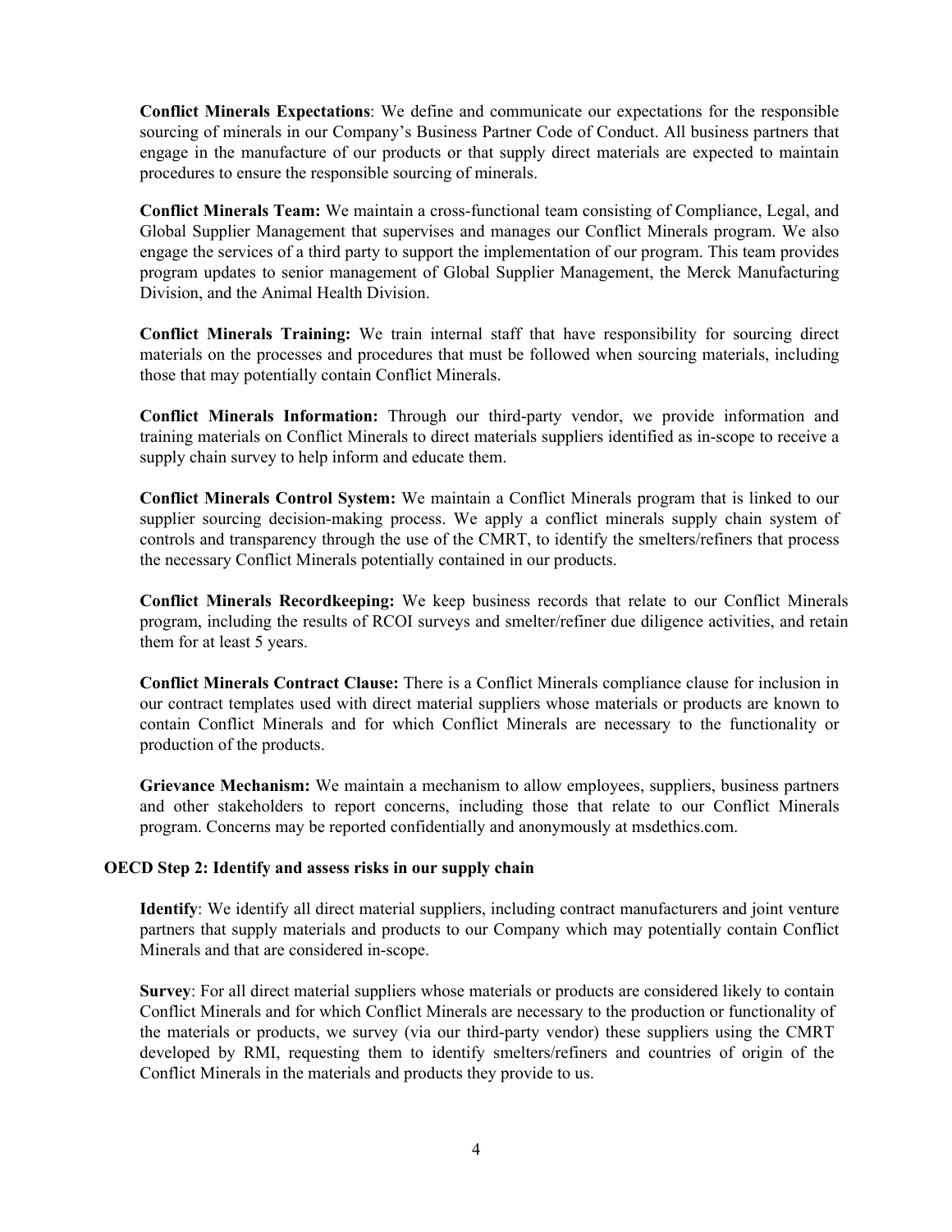**Conflict Minerals Expectations**: We define and communicate our expectations for the responsible sourcing of minerals in our Company's Business Partner Code of Conduct. All business partners that engage in the manufacture of our products or that supply direct materials are expected to maintain procedures to ensure the responsible sourcing of minerals.

**Conflict Minerals Team:** We maintain a cross-functional team consisting of Compliance, Legal, and Global Supplier Management that supervises and manages our Conflict Minerals program. We also engage the services of a third party to support the implementation of our program. This team provides program updates to senior management of Global Supplier Management, the Merck Manufacturing Division, and the Animal Health Division.

**Conflict Minerals Training:** We train internal staff that have responsibility for sourcing direct materials on the processes and procedures that must be followed when sourcing materials, including those that may potentially contain Conflict Minerals.

**Conflict Minerals Information:** Through our third-party vendor, we provide information and training materials on Conflict Minerals to direct materials suppliers identified as in-scope to receive a supply chain survey to help inform and educate them.

**Conflict Minerals Control System:** We maintain a Conflict Minerals program that is linked to our supplier sourcing decision-making process. We apply a conflict minerals supply chain system of controls and transparency through the use of the CMRT, to identify the smelters/refiners that process the necessary Conflict Minerals potentially contained in our products.

**Conflict Minerals Recordkeeping:** We keep business records that relate to our Conflict Minerals program, including the results of RCOI surveys and smelter/refiner due diligence activities, and retain them for at least 5 years.

**Conflict Minerals Contract Clause:** There is a Conflict Minerals compliance clause for inclusion in our contract templates used with direct material suppliers whose materials or products are known to contain Conflict Minerals and for which Conflict Minerals are necessary to the functionality or production of the products.

**Grievance Mechanism:** We maintain a mechanism to allow employees, suppliers, business partners and other stakeholders to report concerns, including those that relate to our Conflict Minerals program. Concerns may be reported confidentially and anonymously at msdethics.com.

### OECD Step 2: Identify and assess risks in our supply chain

**Identify**: We identify all direct material suppliers, including contract manufacturers and joint venture partners that supply materials and products to our Company which may potentially contain Conflict Minerals and that are considered in-scope.

**Survey**: For all direct material suppliers whose materials or products are considered likely to contain Conflict Minerals and for which Conflict Minerals are necessary to the production or functionality of the materials or products, we survey (via our third-party vendor) these suppliers using the CMRT developed by RMI, requesting them to identify smelters/refiners and countries of origin of the Conflict Minerals in the materials and products they provide to us.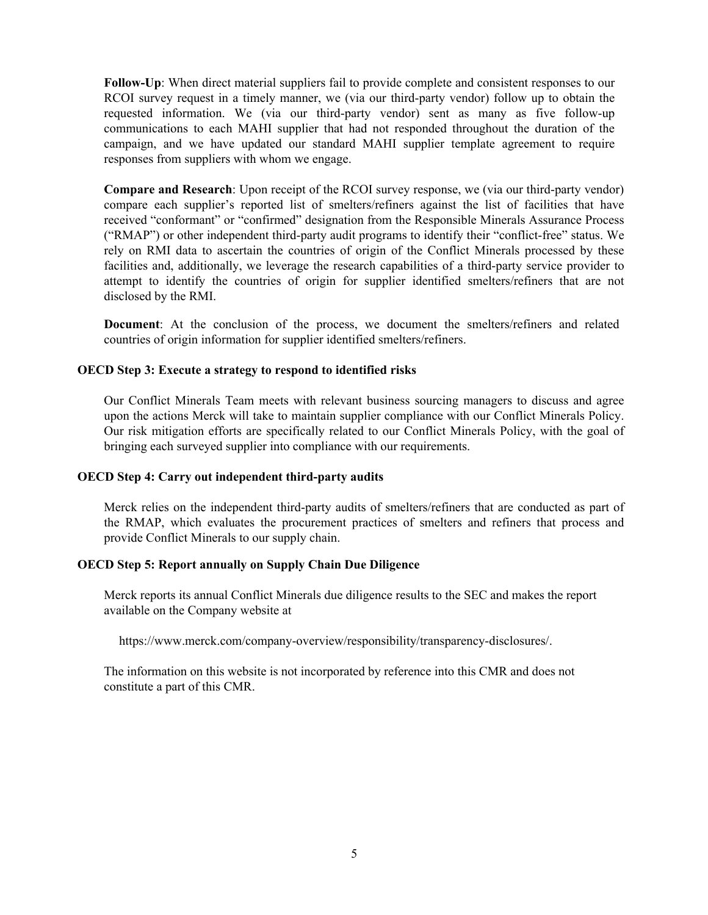**Follow-Up**: When direct material suppliers fail to provide complete and consistent responses to our RCOI survey request in a timely manner, we (via our third-party vendor) follow up to obtain the requested information. We (via our third-party vendor) sent as many as five follow-up communications to each MAHI supplier that had not responded throughout the duration of the campaign, and we have updated our standard MAHI supplier template agreement to require responses from suppliers with whom we engage.

**Compare and Research**: Upon receipt of the RCOI survey response, we (via our third-party vendor) compare each supplier's reported list of smelters/refiners against the list of facilities that have received "conformant" or "confirmed" designation from the Responsible Minerals Assurance Process ("RMAP") or other independent third-party audit programs to identify their "conflict-free" status. We rely on RMI data to ascertain the countries of origin of the Conflict Minerals processed by these facilities and, additionally, we leverage the research capabilities of a third-party service provider to attempt to identify the countries of origin for supplier identified smelters/refiners that are not disclosed by the RMI.

**Document**: At the conclusion of the process, we document the smelters/refiners and related countries of origin information for supplier identified smelters/refiners.

**OECD Step 3: Execute a strategy to respond to identified risks**

Our Conflict Minerals Team meets with relevant business sourcing managers to discuss and agree upon the actions Merck will take to maintain supplier compliance with our Conflict Minerals Policy. Our risk mitigation efforts are specifically related to our Conflict Minerals Policy, with the goal of bringing each surveyed supplier into compliance with our requirements.

**OECD Step 4: Carry out independent third-party audits**

Merck relies on the independent third-party audits of smelters/refiners that are conducted as part of the RMAP, which evaluates the procurement practices of smelters and refiners that process and provide Conflict Minerals to our supply chain.

**OECD Step 5: Report annually on Supply Chain Due Diligence**

Merck reports its annual Conflict Minerals due diligence results to the SEC and makes the report available on the Company website at

https://www.merck.com/company-overview/responsibility/transparency-disclosures/.

The information on this website is not incorporated by reference into this CMR and does not constitute a part of this CMR.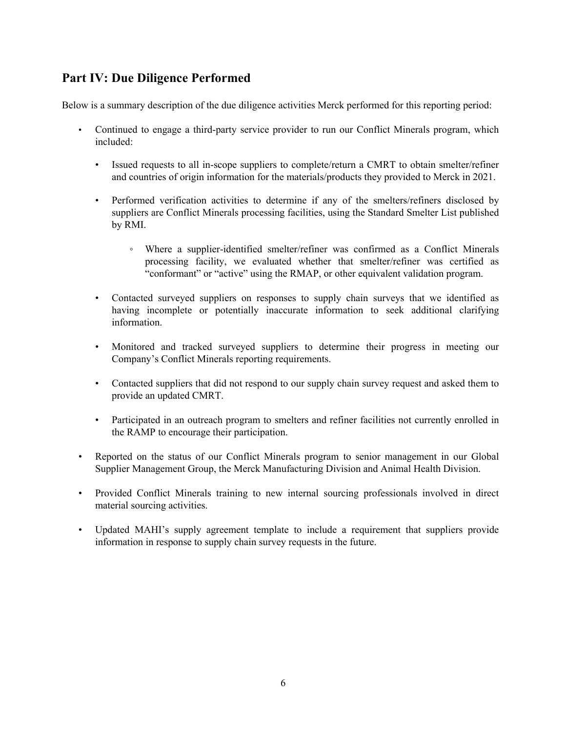## Part IV: Due Diligence Performed

Below is a summary description of the due diligence activities Merck performed for this reporting period:

- Continued to engage a third-party service provider to run our Conflict Minerals program, which included:
  - Issued requests to all in-scope suppliers to complete/return a CMRT to obtain smelter/refiner and countries of origin information for the materials/products they provided to Merck in 2021.
  - Performed verification activities to determine if any of the smelters/refiners disclosed by suppliers are Conflict Minerals processing facilities, using the Standard Smelter List published by RMI.
    - Where a supplier-identified smelter/refiner was confirmed as a Conflict Minerals processing facility, we evaluated whether that smelter/refiner was certified as "conformant" or "active" using the RMAP, or other equivalent validation program.
  - Contacted surveyed suppliers on responses to supply chain surveys that we identified as having incomplete or potentially inaccurate information to seek additional clarifying information.
  - Monitored and tracked surveyed suppliers to determine their progress in meeting our Company's Conflict Minerals reporting requirements.
  - Contacted suppliers that did not respond to our supply chain survey request and asked them to provide an updated CMRT.
  - Participated in an outreach program to smelters and refiner facilities not currently enrolled in the RAMP to encourage their participation.
- Reported on the status of our Conflict Minerals program to senior management in our Global Supplier Management Group, the Merck Manufacturing Division and Animal Health Division.
- Provided Conflict Minerals training to new internal sourcing professionals involved in direct material sourcing activities.
- Updated MAHI's supply agreement template to include a requirement that suppliers provide information in response to supply chain survey requests in the future.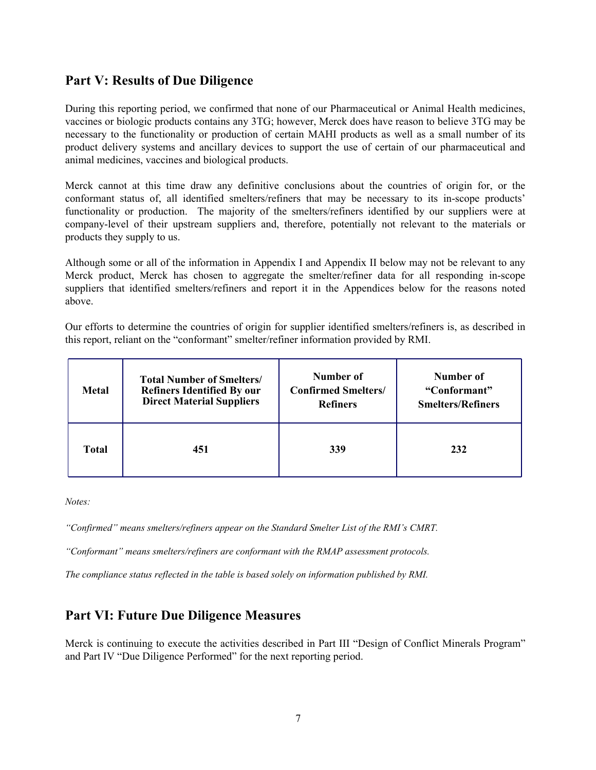## Part V: Results of Due Diligence

During this reporting period, we confirmed that none of our Pharmaceutical or Animal Health medicines, vaccines or biologic products contains any 3TG; however, Merck does have reason to believe 3TG may be necessary to the functionality or production of certain MAHI products as well as a small number of its product delivery systems and ancillary devices to support the use of certain of our pharmaceutical and animal medicines, vaccines and biological products.

Merck cannot at this time draw any definitive conclusions about the countries of origin for, or the conformant status of, all identified smelters/refiners that may be necessary to its in-scope products' functionality or production. The majority of the smelters/refiners identified by our suppliers were at company-level of their upstream suppliers and, therefore, potentially not relevant to the materials or products they supply to us.

Although some or all of the information in Appendix I and Appendix II below may not be relevant to any Merck product, Merck has chosen to aggregate the smelter/refiner data for all responding in-scope suppliers that identified smelters/refiners and report it in the Appendices below for the reasons noted above.

Our efforts to determine the countries of origin for supplier identified smelters/refiners is, as described in this report, reliant on the "conformant" smelter/refiner information provided by RMI.

| Metal | Total Number of Smelters/ Refiners Identified By our Direct Material Suppliers | Number of Confirmed Smelters/ Refiners | Number of "Conformant" Smelters/Refiners |
|---|---|---|---|
| **Total** | **451** | **339** | **232** |

*Notes:*

*"Confirmed" means smelters/refiners appear on the Standard Smelter List of the RMI's CMRT.*

*"Conformant" means smelters/refiners are conformant with the RMAP assessment protocols.*

*The compliance status reflected in the table is based solely on information published by RMI.*

## Part VI: Future Due Diligence Measures

Merck is continuing to execute the activities described in Part III "Design of Conflict Minerals Program" and Part IV "Due Diligence Performed" for the next reporting period.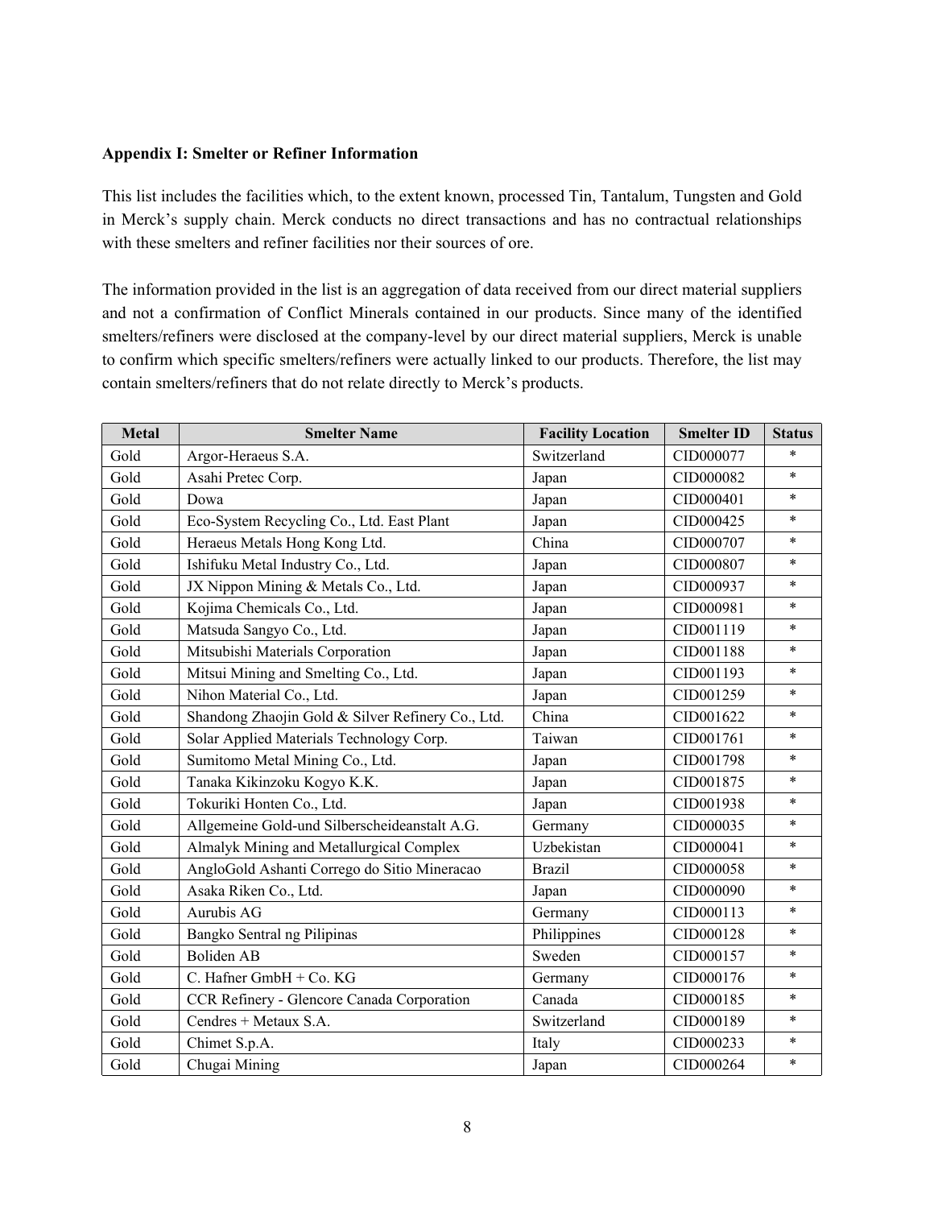**Appendix I: Smelter or Refiner Information**

This list includes the facilities which, to the extent known, processed Tin, Tantalum, Tungsten and Gold in Merck's supply chain. Merck conducts no direct transactions and has no contractual relationships with these smelters and refiner facilities nor their sources of ore.

The information provided in the list is an aggregation of data received from our direct material suppliers and not a confirmation of Conflict Minerals contained in our products. Since many of the identified smelters/refiners were disclosed at the company-level by our direct material suppliers, Merck is unable to confirm which specific smelters/refiners were actually linked to our products. Therefore, the list may contain smelters/refiners that do not relate directly to Merck's products.

| Metal | Smelter Name | Facility Location | Smelter ID | Status |
|---|---|---|---|---|
| Gold | Argor-Heraeus S.A. | Switzerland | CID000077 | * |
| Gold | Asahi Pretec Corp. | Japan | CID000082 | * |
| Gold | Dowa | Japan | CID000401 | * |
| Gold | Eco-System Recycling Co., Ltd. East Plant | Japan | CID000425 | * |
| Gold | Heraeus Metals Hong Kong Ltd. | China | CID000707 | * |
| Gold | Ishifuku Metal Industry Co., Ltd. | Japan | CID000807 | * |
| Gold | JX Nippon Mining & Metals Co., Ltd. | Japan | CID000937 | * |
| Gold | Kojima Chemicals Co., Ltd. | Japan | CID000981 | * |
| Gold | Matsuda Sangyo Co., Ltd. | Japan | CID001119 | * |
| Gold | Mitsubishi Materials Corporation | Japan | CID001188 | * |
| Gold | Mitsui Mining and Smelting Co., Ltd. | Japan | CID001193 | * |
| Gold | Nihon Material Co., Ltd. | Japan | CID001259 | * |
| Gold | Shandong Zhaojin Gold & Silver Refinery Co., Ltd. | China | CID001622 | * |
| Gold | Solar Applied Materials Technology Corp. | Taiwan | CID001761 | * |
| Gold | Sumitomo Metal Mining Co., Ltd. | Japan | CID001798 | * |
| Gold | Tanaka Kikinzoku Kogyo K.K. | Japan | CID001875 | * |
| Gold | Tokuriki Honten Co., Ltd. | Japan | CID001938 | * |
| Gold | Allgemeine Gold-und Silberscheideanstalt A.G. | Germany | CID000035 | * |
| Gold | Almalyk Mining and Metallurgical Complex | Uzbekistan | CID000041 | * |
| Gold | AngloGold Ashanti Corrego do Sitio Mineracao | Brazil | CID000058 | * |
| Gold | Asaka Riken Co., Ltd. | Japan | CID000090 | * |
| Gold | Aurubis AG | Germany | CID000113 | * |
| Gold | Bangko Sentral ng Pilipinas | Philippines | CID000128 | * |
| Gold | Boliden AB | Sweden | CID000157 | * |
| Gold | C. Hafner GmbH + Co. KG | Germany | CID000176 | * |
| Gold | CCR Refinery - Glencore Canada Corporation | Canada | CID000185 | * |
| Gold | Cendres + Metaux S.A. | Switzerland | CID000189 | * |
| Gold | Chimet S.p.A. | Italy | CID000233 | * |
| Gold | Chugai Mining | Japan | CID000264 | * |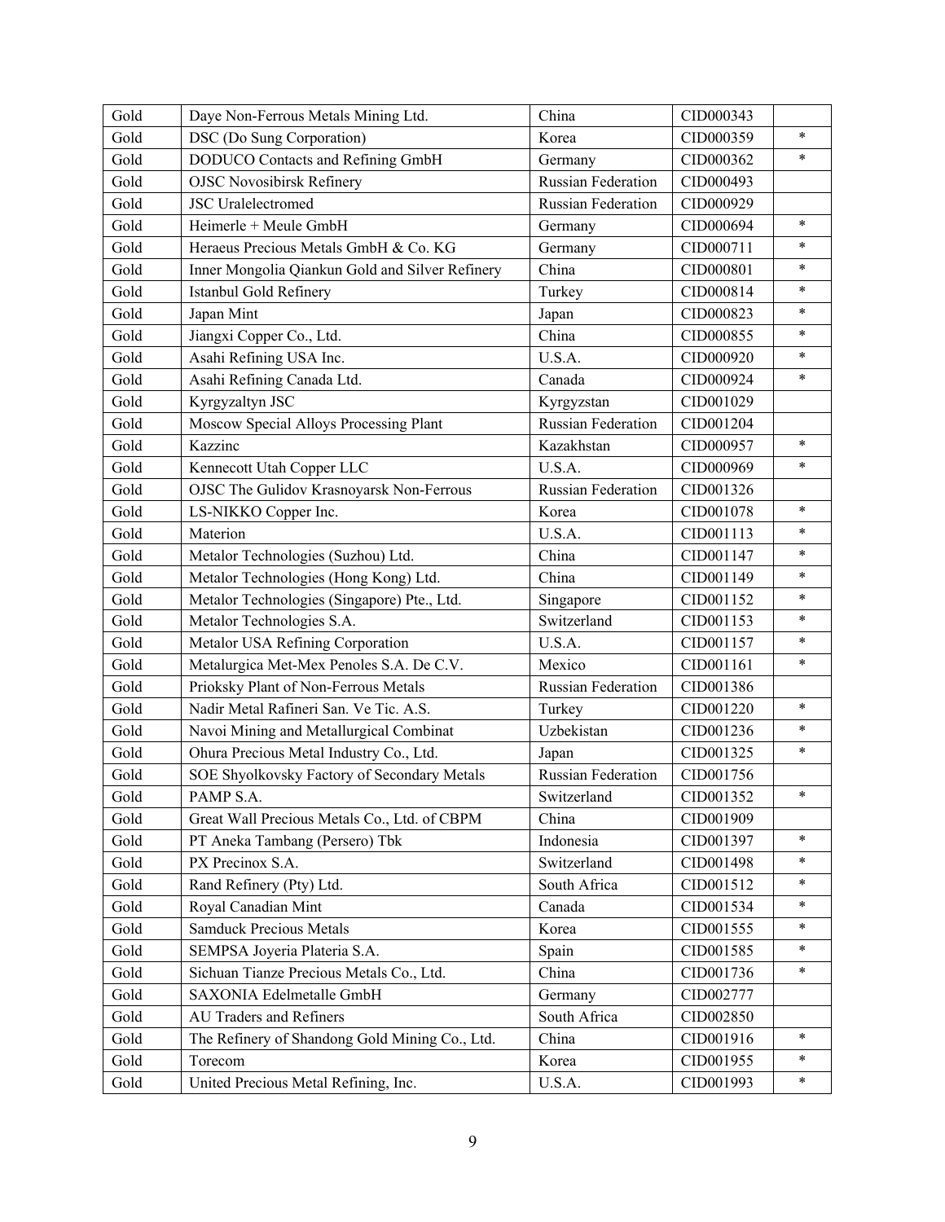| Gold | Daye Non-Ferrous Metals Mining Ltd. | China | CID000343 | |
|---|---|---|---|---|
| Gold | DSC (Do Sung Corporation) | Korea | CID000359 | * |
| Gold | DODUCO Contacts and Refining GmbH | Germany | CID000362 | * |
| Gold | OJSC Novosibirsk Refinery | Russian Federation | CID000493 | |
| Gold | JSC Uralelectromed | Russian Federation | CID000929 | |
| Gold | Heimerle + Meule GmbH | Germany | CID000694 | * |
| Gold | Heraeus Precious Metals GmbH & Co. KG | Germany | CID000711 | * |
| Gold | Inner Mongolia Qiankun Gold and Silver Refinery | China | CID000801 | * |
| Gold | Istanbul Gold Refinery | Turkey | CID000814 | * |
| Gold | Japan Mint | Japan | CID000823 | * |
| Gold | Jiangxi Copper Co., Ltd. | China | CID000855 | * |
| Gold | Asahi Refining USA Inc. | U.S.A. | CID000920 | * |
| Gold | Asahi Refining Canada Ltd. | Canada | CID000924 | * |
| Gold | Kyrgyzaltyn JSC | Kyrgyzstan | CID001029 | |
| Gold | Moscow Special Alloys Processing Plant | Russian Federation | CID001204 | |
| Gold | Kazzinc | Kazakhstan | CID000957 | * |
| Gold | Kennecott Utah Copper LLC | U.S.A. | CID000969 | * |
| Gold | OJSC The Gulidov Krasnoyarsk Non-Ferrous | Russian Federation | CID001326 | |
| Gold | LS-NIKKO Copper Inc. | Korea | CID001078 | * |
| Gold | Materion | U.S.A. | CID001113 | * |
| Gold | Metalor Technologies (Suzhou) Ltd. | China | CID001147 | * |
| Gold | Metalor Technologies (Hong Kong) Ltd. | China | CID001149 | * |
| Gold | Metalor Technologies (Singapore) Pte., Ltd. | Singapore | CID001152 | * |
| Gold | Metalor Technologies S.A. | Switzerland | CID001153 | * |
| Gold | Metalor USA Refining Corporation | U.S.A. | CID001157 | * |
| Gold | Metalurgica Met-Mex Penoles S.A. De C.V. | Mexico | CID001161 | * |
| Gold | Prioksky Plant of Non-Ferrous Metals | Russian Federation | CID001386 | |
| Gold | Nadir Metal Rafineri San. Ve Tic. A.S. | Turkey | CID001220 | * |
| Gold | Navoi Mining and Metallurgical Combinat | Uzbekistan | CID001236 | * |
| Gold | Ohura Precious Metal Industry Co., Ltd. | Japan | CID001325 | * |
| Gold | SOE Shyolkovsky Factory of Secondary Metals | Russian Federation | CID001756 | |
| Gold | PAMP S.A. | Switzerland | CID001352 | * |
| Gold | Great Wall Precious Metals Co., Ltd. of CBPM | China | CID001909 | |
| Gold | PT Aneka Tambang (Persero) Tbk | Indonesia | CID001397 | * |
| Gold | PX Precinox S.A. | Switzerland | CID001498 | * |
| Gold | Rand Refinery (Pty) Ltd. | South Africa | CID001512 | * |
| Gold | Royal Canadian Mint | Canada | CID001534 | * |
| Gold | Samduck Precious Metals | Korea | CID001555 | * |
| Gold | SEMPSA Joyeria Plateria S.A. | Spain | CID001585 | * |
| Gold | Sichuan Tianze Precious Metals Co., Ltd. | China | CID001736 | * |
| Gold | SAXONIA Edelmetalle GmbH | Germany | CID002777 | |
| Gold | AU Traders and Refiners | South Africa | CID002850 | |
| Gold | The Refinery of Shandong Gold Mining Co., Ltd. | China | CID001916 | * |
| Gold | Torecom | Korea | CID001955 | * |
| Gold | United Precious Metal Refining, Inc. | U.S.A. | CID001993 | * |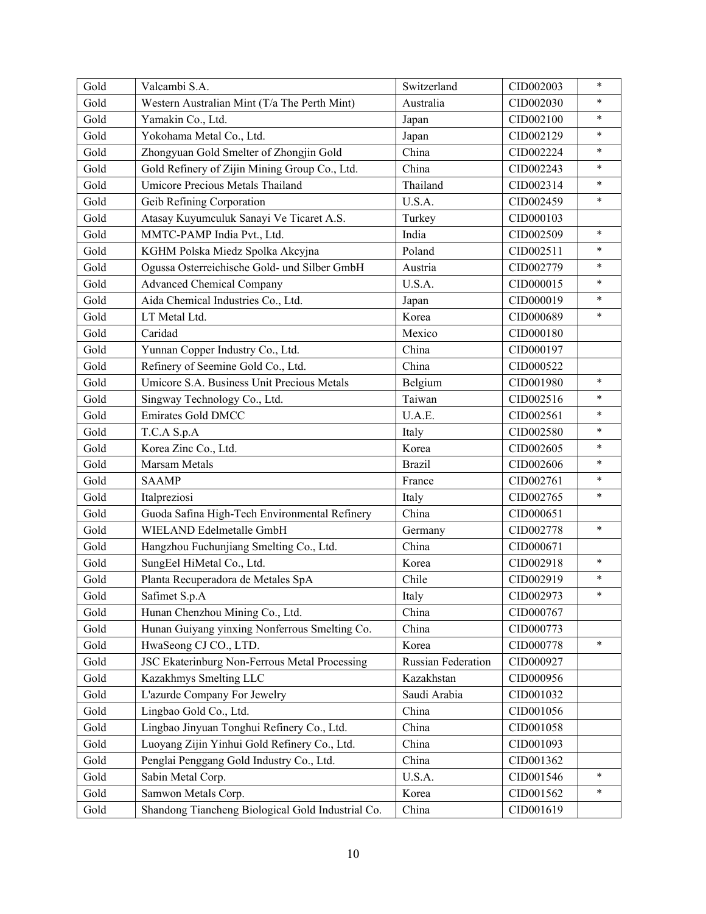| Gold | Valcambi S.A. | Switzerland | CID002003 | * |
|---|---|---|---|---|
| Gold | Western Australian Mint (T/a The Perth Mint) | Australia | CID002030 | * |
| Gold | Yamakin Co., Ltd. | Japan | CID002100 | * |
| Gold | Yokohama Metal Co., Ltd. | Japan | CID002129 | * |
| Gold | Zhongyuan Gold Smelter of Zhongjin Gold | China | CID002224 | * |
| Gold | Gold Refinery of Zijin Mining Group Co., Ltd. | China | CID002243 | * |
| Gold | Umicore Precious Metals Thailand | Thailand | CID002314 | * |
| Gold | Geib Refining Corporation | U.S.A. | CID002459 | * |
| Gold | Atasay Kuyumculuk Sanayi Ve Ticaret A.S. | Turkey | CID000103 | |
| Gold | MMTC-PAMP India Pvt., Ltd. | India | CID002509 | * |
| Gold | KGHM Polska Miedz Spolka Akcyjna | Poland | CID002511 | * |
| Gold | Ogussa Osterreichische Gold- und Silber GmbH | Austria | CID002779 | * |
| Gold | Advanced Chemical Company | U.S.A. | CID000015 | * |
| Gold | Aida Chemical Industries Co., Ltd. | Japan | CID000019 | * |
| Gold | LT Metal Ltd. | Korea | CID000689 | * |
| Gold | Caridad | Mexico | CID000180 | |
| Gold | Yunnan Copper Industry Co., Ltd. | China | CID000197 | |
| Gold | Refinery of Seemine Gold Co., Ltd. | China | CID000522 | |
| Gold | Umicore S.A. Business Unit Precious Metals | Belgium | CID001980 | * |
| Gold | Singway Technology Co., Ltd. | Taiwan | CID002516 | * |
| Gold | Emirates Gold DMCC | U.A.E. | CID002561 | * |
| Gold | T.C.A S.p.A | Italy | CID002580 | * |
| Gold | Korea Zinc Co., Ltd. | Korea | CID002605 | * |
| Gold | Marsam Metals | Brazil | CID002606 | * |
| Gold | SAAMP | France | CID002761 | * |
| Gold | Italpreziosi | Italy | CID002765 | * |
| Gold | Guoda Safina High-Tech Environmental Refinery | China | CID000651 | |
| Gold | WIELAND Edelmetalle GmbH | Germany | CID002778 | * |
| Gold | Hangzhou Fuchunjiang Smelting Co., Ltd. | China | CID000671 | |
| Gold | SungEel HiMetal Co., Ltd. | Korea | CID002918 | * |
| Gold | Planta Recuperadora de Metales SpA | Chile | CID002919 | * |
| Gold | Safimet S.p.A | Italy | CID002973 | * |
| Gold | Hunan Chenzhou Mining Co., Ltd. | China | CID000767 | |
| Gold | Hunan Guiyang yinxing Nonferrous Smelting Co. | China | CID000773 | |
| Gold | HwaSeong CJ CO., LTD. | Korea | CID000778 | * |
| Gold | JSC Ekaterinburg Non-Ferrous Metal Processing | Russian Federation | CID000927 | |
| Gold | Kazakhmys Smelting LLC | Kazakhstan | CID000956 | |
| Gold | L'azurde Company For Jewelry | Saudi Arabia | CID001032 | |
| Gold | Lingbao Gold Co., Ltd. | China | CID001056 | |
| Gold | Lingbao Jinyuan Tonghui Refinery Co., Ltd. | China | CID001058 | |
| Gold | Luoyang Zijin Yinhui Gold Refinery Co., Ltd. | China | CID001093 | |
| Gold | Penglai Penggang Gold Industry Co., Ltd. | China | CID001362 | |
| Gold | Sabin Metal Corp. | U.S.A. | CID001546 | * |
| Gold | Samwon Metals Corp. | Korea | CID001562 | * |
| Gold | Shandong Tiancheng Biological Gold Industrial Co. | China | CID001619 | |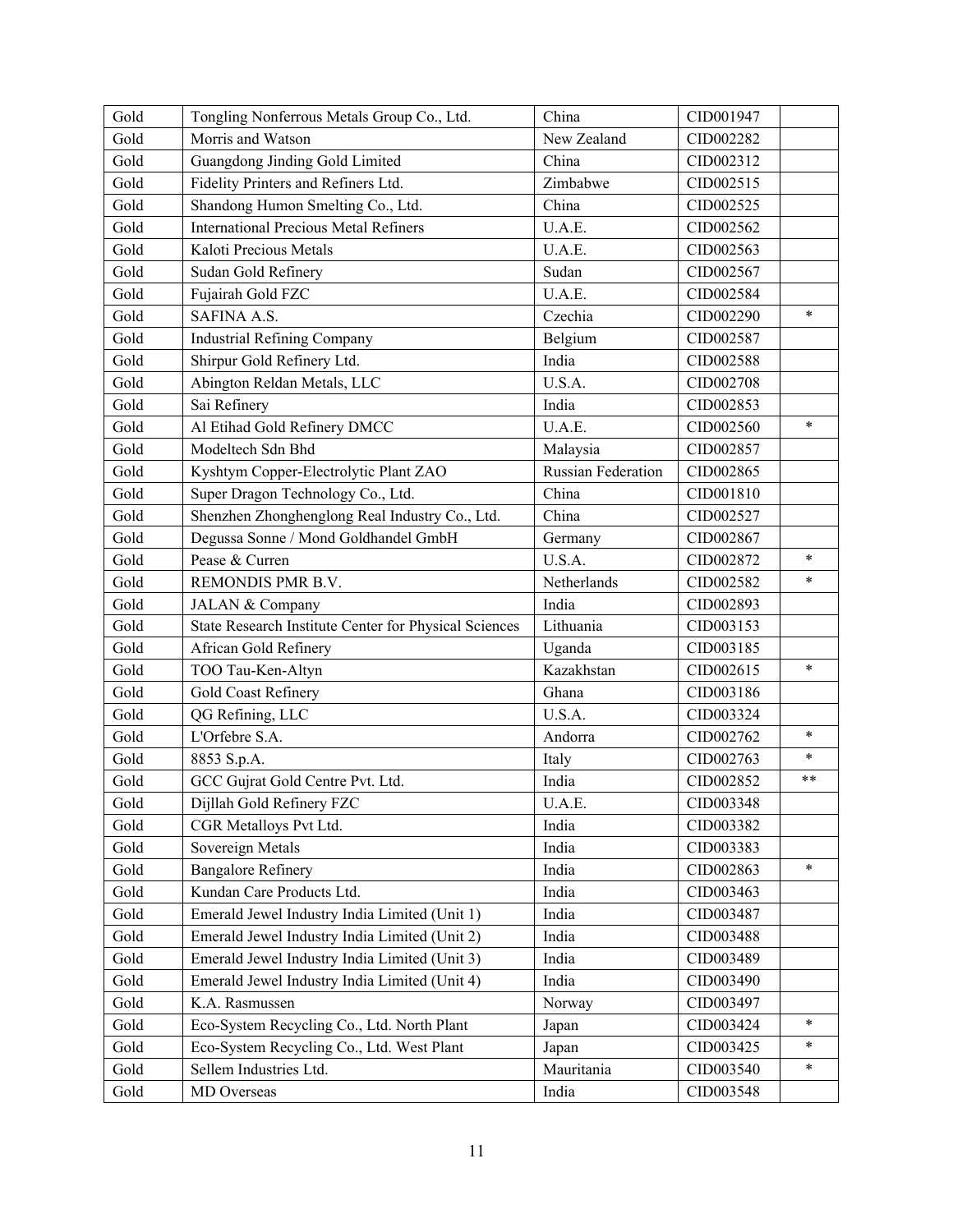| Gold | Tongling Nonferrous Metals Group Co., Ltd. | China | CID001947 | |
|---|---|---|---|---|
| Gold | Morris and Watson | New Zealand | CID002282 | |
| Gold | Guangdong Jinding Gold Limited | China | CID002312 | |
| Gold | Fidelity Printers and Refiners Ltd. | Zimbabwe | CID002515 | |
| Gold | Shandong Humon Smelting Co., Ltd. | China | CID002525 | |
| Gold | International Precious Metal Refiners | U.A.E. | CID002562 | |
| Gold | Kaloti Precious Metals | U.A.E. | CID002563 | |
| Gold | Sudan Gold Refinery | Sudan | CID002567 | |
| Gold | Fujairah Gold FZC | U.A.E. | CID002584 | |
| Gold | SAFINA A.S. | Czechia | CID002290 | * |
| Gold | Industrial Refining Company | Belgium | CID002587 | |
| Gold | Shirpur Gold Refinery Ltd. | India | CID002588 | |
| Gold | Abington Reldan Metals, LLC | U.S.A. | CID002708 | |
| Gold | Sai Refinery | India | CID002853 | |
| Gold | Al Etihad Gold Refinery DMCC | U.A.E. | CID002560 | * |
| Gold | Modeltech Sdn Bhd | Malaysia | CID002857 | |
| Gold | Kyshtym Copper-Electrolytic Plant ZAO | Russian Federation | CID002865 | |
| Gold | Super Dragon Technology Co., Ltd. | China | CID001810 | |
| Gold | Shenzhen Zhonghenglong Real Industry Co., Ltd. | China | CID002527 | |
| Gold | Degussa Sonne / Mond Goldhandel GmbH | Germany | CID002867 | |
| Gold | Pease & Curren | U.S.A. | CID002872 | * |
| Gold | REMONDIS PMR B.V. | Netherlands | CID002582 | * |
| Gold | JALAN & Company | India | CID002893 | |
| Gold | State Research Institute Center for Physical Sciences | Lithuania | CID003153 | |
| Gold | African Gold Refinery | Uganda | CID003185 | |
| Gold | TOO Tau-Ken-Altyn | Kazakhstan | CID002615 | * |
| Gold | Gold Coast Refinery | Ghana | CID003186 | |
| Gold | QG Refining, LLC | U.S.A. | CID003324 | |
| Gold | L'Orfebre S.A. | Andorra | CID002762 | * |
| Gold | 8853 S.p.A. | Italy | CID002763 | * |
| Gold | GCC Gujrat Gold Centre Pvt. Ltd. | India | CID002852 | ** |
| Gold | Dijllah Gold Refinery FZC | U.A.E. | CID003348 | |
| Gold | CGR Metalloys Pvt Ltd. | India | CID003382 | |
| Gold | Sovereign Metals | India | CID003383 | |
| Gold | Bangalore Refinery | India | CID002863 | * |
| Gold | Kundan Care Products Ltd. | India | CID003463 | |
| Gold | Emerald Jewel Industry India Limited (Unit 1) | India | CID003487 | |
| Gold | Emerald Jewel Industry India Limited (Unit 2) | India | CID003488 | |
| Gold | Emerald Jewel Industry India Limited (Unit 3) | India | CID003489 | |
| Gold | Emerald Jewel Industry India Limited (Unit 4) | India | CID003490 | |
| Gold | K.A. Rasmussen | Norway | CID003497 | |
| Gold | Eco-System Recycling Co., Ltd. North Plant | Japan | CID003424 | * |
| Gold | Eco-System Recycling Co., Ltd. West Plant | Japan | CID003425 | * |
| Gold | Sellem Industries Ltd. | Mauritania | CID003540 | * |
| Gold | MD Overseas | India | CID003548 | |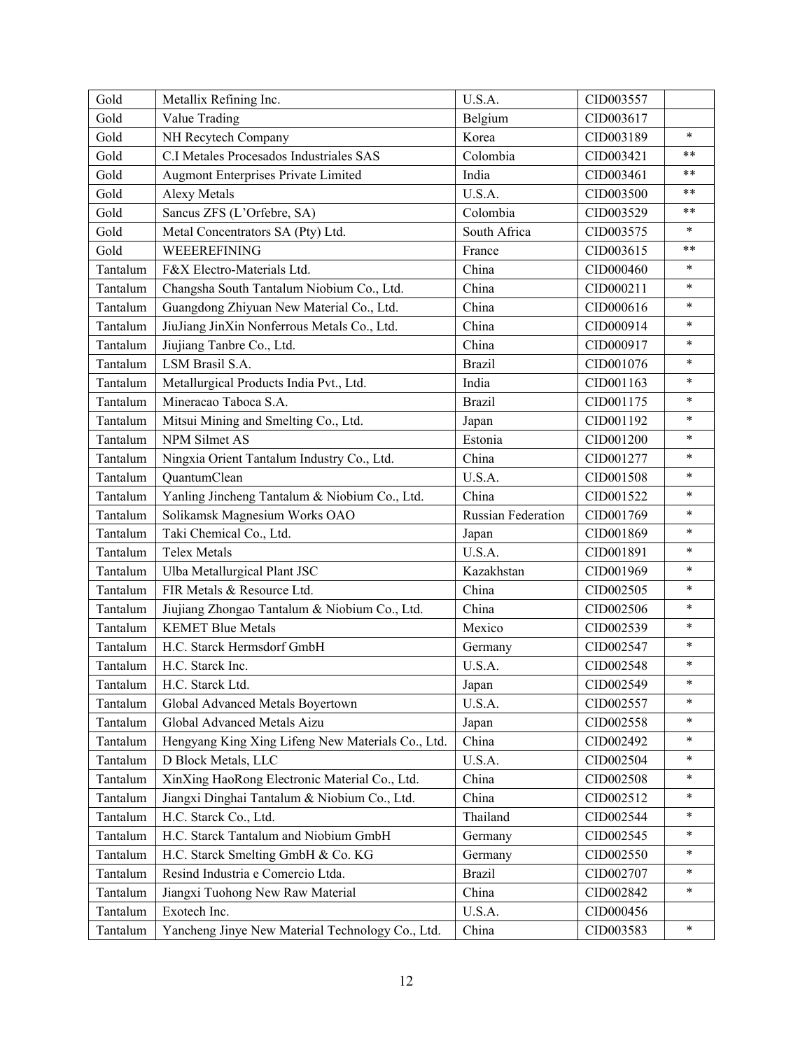| | | | | |
|---|---|---|---|---|
| Gold | Metallix Refining Inc. | U.S.A. | CID003557 | |
| Gold | Value Trading | Belgium | CID003617 | |
| Gold | NH Recytech Company | Korea | CID003189 | * |
| Gold | C.I Metales Procesados Industriales SAS | Colombia | CID003421 | ** |
| Gold | Augmont Enterprises Private Limited | India | CID003461 | ** |
| Gold | Alexy Metals | U.S.A. | CID003500 | ** |
| Gold | Sancus ZFS (L'Orfebre, SA) | Colombia | CID003529 | ** |
| Gold | Metal Concentrators SA (Pty) Ltd. | South Africa | CID003575 | * |
| Gold | WEEEREFINING | France | CID003615 | ** |
| Tantalum | F&X Electro-Materials Ltd. | China | CID000460 | * |
| Tantalum | Changsha South Tantalum Niobium Co., Ltd. | China | CID000211 | * |
| Tantalum | Guangdong Zhiyuan New Material Co., Ltd. | China | CID000616 | * |
| Tantalum | JiuJiang JinXin Nonferrous Metals Co., Ltd. | China | CID000914 | * |
| Tantalum | Jiujiang Tanbre Co., Ltd. | China | CID000917 | * |
| Tantalum | LSM Brasil S.A. | Brazil | CID001076 | * |
| Tantalum | Metallurgical Products India Pvt., Ltd. | India | CID001163 | * |
| Tantalum | Mineracao Taboca S.A. | Brazil | CID001175 | * |
| Tantalum | Mitsui Mining and Smelting Co., Ltd. | Japan | CID001192 | * |
| Tantalum | NPM Silmet AS | Estonia | CID001200 | * |
| Tantalum | Ningxia Orient Tantalum Industry Co., Ltd. | China | CID001277 | * |
| Tantalum | QuantumClean | U.S.A. | CID001508 | * |
| Tantalum | Yanling Jincheng Tantalum & Niobium Co., Ltd. | China | CID001522 | * |
| Tantalum | Solikamsk Magnesium Works OAO | Russian Federation | CID001769 | * |
| Tantalum | Taki Chemical Co., Ltd. | Japan | CID001869 | * |
| Tantalum | Telex Metals | U.S.A. | CID001891 | * |
| Tantalum | Ulba Metallurgical Plant JSC | Kazakhstan | CID001969 | * |
| Tantalum | FIR Metals & Resource Ltd. | China | CID002505 | * |
| Tantalum | Jiujiang Zhongao Tantalum & Niobium Co., Ltd. | China | CID002506 | * |
| Tantalum | KEMET Blue Metals | Mexico | CID002539 | * |
| Tantalum | H.C. Starck Hermsdorf GmbH | Germany | CID002547 | * |
| Tantalum | H.C. Starck Inc. | U.S.A. | CID002548 | * |
| Tantalum | H.C. Starck Ltd. | Japan | CID002549 | * |
| Tantalum | Global Advanced Metals Boyertown | U.S.A. | CID002557 | * |
| Tantalum | Global Advanced Metals Aizu | Japan | CID002558 | * |
| Tantalum | Hengyang King Xing Lifeng New Materials Co., Ltd. | China | CID002492 | * |
| Tantalum | D Block Metals, LLC | U.S.A. | CID002504 | * |
| Tantalum | XinXing HaoRong Electronic Material Co., Ltd. | China | CID002508 | * |
| Tantalum | Jiangxi Dinghai Tantalum & Niobium Co., Ltd. | China | CID002512 | * |
| Tantalum | H.C. Starck Co., Ltd. | Thailand | CID002544 | * |
| Tantalum | H.C. Starck Tantalum and Niobium GmbH | Germany | CID002545 | * |
| Tantalum | H.C. Starck Smelting GmbH & Co. KG | Germany | CID002550 | * |
| Tantalum | Resind Industria e Comercio Ltda. | Brazil | CID002707 | * |
| Tantalum | Jiangxi Tuohong New Raw Material | China | CID002842 | * |
| Tantalum | Exotech Inc. | U.S.A. | CID000456 | |
| Tantalum | Yancheng Jinye New Material Technology Co., Ltd. | China | CID003583 | * |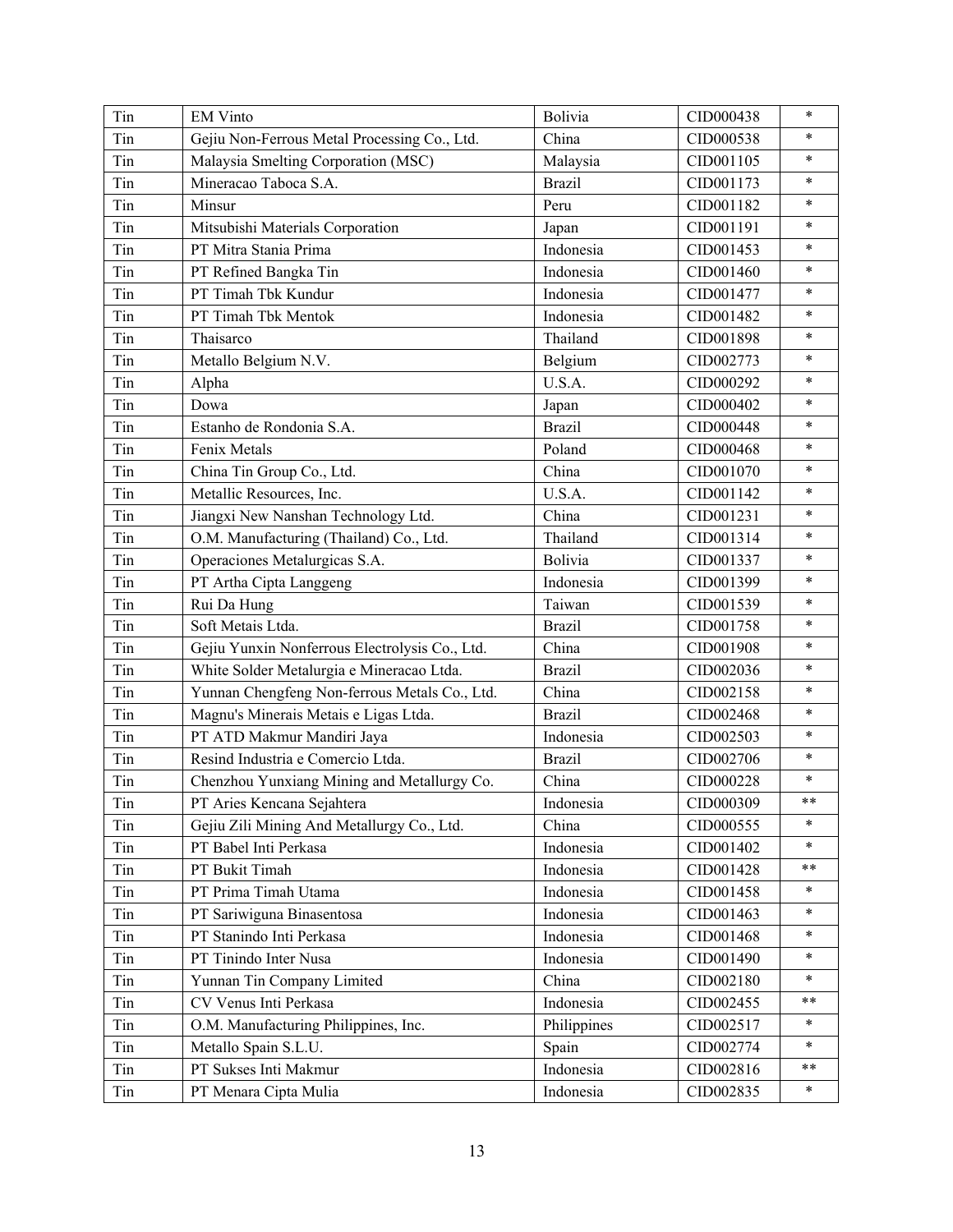| Tin | EM Vinto | Bolivia | CID000438 | * |
|---|---|---|---|---|
| Tin | Gejiu Non-Ferrous Metal Processing Co., Ltd. | China | CID000538 | * |
| Tin | Malaysia Smelting Corporation (MSC) | Malaysia | CID001105 | * |
| Tin | Mineracao Taboca S.A. | Brazil | CID001173 | * |
| Tin | Minsur | Peru | CID001182 | * |
| Tin | Mitsubishi Materials Corporation | Japan | CID001191 | * |
| Tin | PT Mitra Stania Prima | Indonesia | CID001453 | * |
| Tin | PT Refined Bangka Tin | Indonesia | CID001460 | * |
| Tin | PT Timah Tbk Kundur | Indonesia | CID001477 | * |
| Tin | PT Timah Tbk Mentok | Indonesia | CID001482 | * |
| Tin | Thaisarco | Thailand | CID001898 | * |
| Tin | Metallo Belgium N.V. | Belgium | CID002773 | * |
| Tin | Alpha | U.S.A. | CID000292 | * |
| Tin | Dowa | Japan | CID000402 | * |
| Tin | Estanho de Rondonia S.A. | Brazil | CID000448 | * |
| Tin | Fenix Metals | Poland | CID000468 | * |
| Tin | China Tin Group Co., Ltd. | China | CID001070 | * |
| Tin | Metallic Resources, Inc. | U.S.A. | CID001142 | * |
| Tin | Jiangxi New Nanshan Technology Ltd. | China | CID001231 | * |
| Tin | O.M. Manufacturing (Thailand) Co., Ltd. | Thailand | CID001314 | * |
| Tin | Operaciones Metalurgicas S.A. | Bolivia | CID001337 | * |
| Tin | PT Artha Cipta Langgeng | Indonesia | CID001399 | * |
| Tin | Rui Da Hung | Taiwan | CID001539 | * |
| Tin | Soft Metais Ltda. | Brazil | CID001758 | * |
| Tin | Gejiu Yunxin Nonferrous Electrolysis Co., Ltd. | China | CID001908 | * |
| Tin | White Solder Metalurgia e Mineracao Ltda. | Brazil | CID002036 | * |
| Tin | Yunnan Chengfeng Non-ferrous Metals Co., Ltd. | China | CID002158 | * |
| Tin | Magnu's Minerais Metais e Ligas Ltda. | Brazil | CID002468 | * |
| Tin | PT ATD Makmur Mandiri Jaya | Indonesia | CID002503 | * |
| Tin | Resind Industria e Comercio Ltda. | Brazil | CID002706 | * |
| Tin | Chenzhou Yunxiang Mining and Metallurgy Co. | China | CID000228 | * |
| Tin | PT Aries Kencana Sejahtera | Indonesia | CID000309 | ** |
| Tin | Gejiu Zili Mining And Metallurgy Co., Ltd. | China | CID000555 | * |
| Tin | PT Babel Inti Perkasa | Indonesia | CID001402 | * |
| Tin | PT Bukit Timah | Indonesia | CID001428 | ** |
| Tin | PT Prima Timah Utama | Indonesia | CID001458 | * |
| Tin | PT Sariwiguna Binasentosa | Indonesia | CID001463 | * |
| Tin | PT Stanindo Inti Perkasa | Indonesia | CID001468 | * |
| Tin | PT Tinindo Inter Nusa | Indonesia | CID001490 | * |
| Tin | Yunnan Tin Company Limited | China | CID002180 | * |
| Tin | CV Venus Inti Perkasa | Indonesia | CID002455 | ** |
| Tin | O.M. Manufacturing Philippines, Inc. | Philippines | CID002517 | * |
| Tin | Metallo Spain S.L.U. | Spain | CID002774 | * |
| Tin | PT Sukses Inti Makmur | Indonesia | CID002816 | ** |
| Tin | PT Menara Cipta Mulia | Indonesia | CID002835 | * |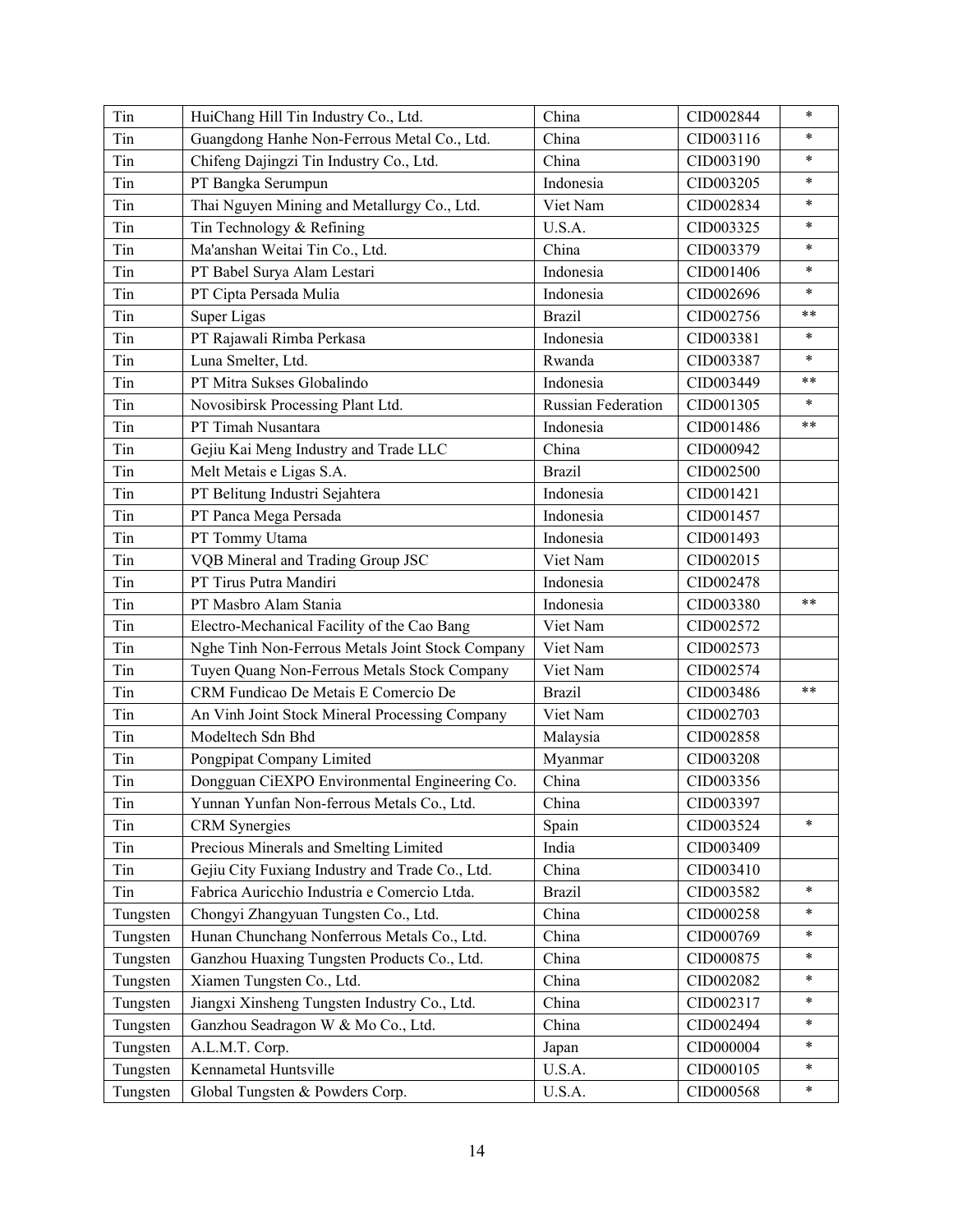| | | | | |
|---|---|---|---|---|
| Tin | HuiChang Hill Tin Industry Co., Ltd. | China | CID002844 | * |
| Tin | Guangdong Hanhe Non-Ferrous Metal Co., Ltd. | China | CID003116 | * |
| Tin | Chifeng Dajingzi Tin Industry Co., Ltd. | China | CID003190 | * |
| Tin | PT Bangka Serumpun | Indonesia | CID003205 | * |
| Tin | Thai Nguyen Mining and Metallurgy Co., Ltd. | Viet Nam | CID002834 | * |
| Tin | Tin Technology & Refining | U.S.A. | CID003325 | * |
| Tin | Ma'anshan Weitai Tin Co., Ltd. | China | CID003379 | * |
| Tin | PT Babel Surya Alam Lestari | Indonesia | CID001406 | * |
| Tin | PT Cipta Persada Mulia | Indonesia | CID002696 | * |
| Tin | Super Ligas | Brazil | CID002756 | ** |
| Tin | PT Rajawali Rimba Perkasa | Indonesia | CID003381 | * |
| Tin | Luna Smelter, Ltd. | Rwanda | CID003387 | * |
| Tin | PT Mitra Sukses Globalindo | Indonesia | CID003449 | ** |
| Tin | Novosibirsk Processing Plant Ltd. | Russian Federation | CID001305 | * |
| Tin | PT Timah Nusantara | Indonesia | CID001486 | ** |
| Tin | Gejiu Kai Meng Industry and Trade LLC | China | CID000942 | |
| Tin | Melt Metais e Ligas S.A. | Brazil | CID002500 | |
| Tin | PT Belitung Industri Sejahtera | Indonesia | CID001421 | |
| Tin | PT Panca Mega Persada | Indonesia | CID001457 | |
| Tin | PT Tommy Utama | Indonesia | CID001493 | |
| Tin | VQB Mineral and Trading Group JSC | Viet Nam | CID002015 | |
| Tin | PT Tirus Putra Mandiri | Indonesia | CID002478 | |
| Tin | PT Masbro Alam Stania | Indonesia | CID003380 | ** |
| Tin | Electro-Mechanical Facility of the Cao Bang | Viet Nam | CID002572 | |
| Tin | Nghe Tinh Non-Ferrous Metals Joint Stock Company | Viet Nam | CID002573 | |
| Tin | Tuyen Quang Non-Ferrous Metals Stock Company | Viet Nam | CID002574 | |
| Tin | CRM Fundicao De Metais E Comercio De | Brazil | CID003486 | ** |
| Tin | An Vinh Joint Stock Mineral Processing Company | Viet Nam | CID002703 | |
| Tin | Modeltech Sdn Bhd | Malaysia | CID002858 | |
| Tin | Pongpipat Company Limited | Myanmar | CID003208 | |
| Tin | Dongguan CiEXPO Environmental Engineering Co. | China | CID003356 | |
| Tin | Yunnan Yunfan Non-ferrous Metals Co., Ltd. | China | CID003397 | |
| Tin | CRM Synergies | Spain | CID003524 | * |
| Tin | Precious Minerals and Smelting Limited | India | CID003409 | |
| Tin | Gejiu City Fuxiang Industry and Trade Co., Ltd. | China | CID003410 | |
| Tin | Fabrica Auricchio Industria e Comercio Ltda. | Brazil | CID003582 | * |
| Tungsten | Chongyi Zhangyuan Tungsten Co., Ltd. | China | CID000258 | * |
| Tungsten | Hunan Chunchang Nonferrous Metals Co., Ltd. | China | CID000769 | * |
| Tungsten | Ganzhou Huaxing Tungsten Products Co., Ltd. | China | CID000875 | * |
| Tungsten | Xiamen Tungsten Co., Ltd. | China | CID002082 | * |
| Tungsten | Jiangxi Xinsheng Tungsten Industry Co., Ltd. | China | CID002317 | * |
| Tungsten | Ganzhou Seadragon W & Mo Co., Ltd. | China | CID002494 | * |
| Tungsten | A.L.M.T. Corp. | Japan | CID000004 | * |
| Tungsten | Kennametal Huntsville | U.S.A. | CID000105 | * |
| Tungsten | Global Tungsten & Powders Corp. | U.S.A. | CID000568 | * |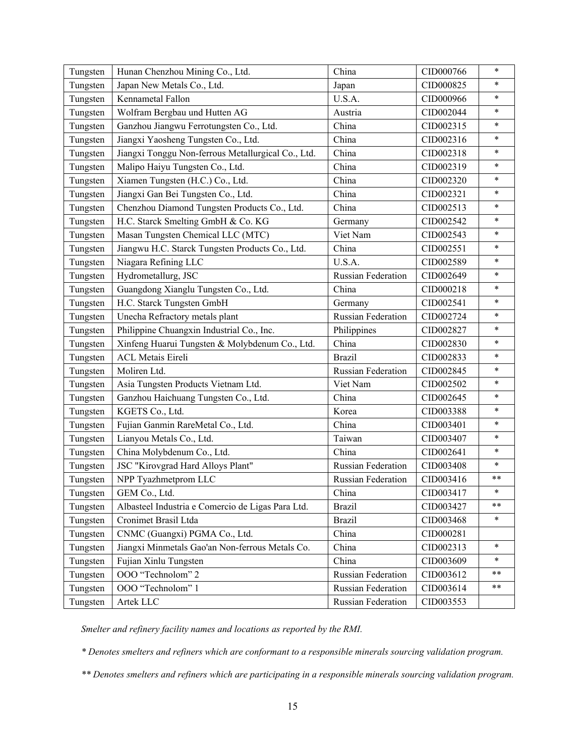| Tungsten | Hunan Chenzhou Mining Co., Ltd. | China | CID000766 | * |
|---|---|---|---|---|
| Tungsten | Japan New Metals Co., Ltd. | Japan | CID000825 | * |
| Tungsten | Kennametal Fallon | U.S.A. | CID000966 | * |
| Tungsten | Wolfram Bergbau und Hutten AG | Austria | CID002044 | * |
| Tungsten | Ganzhou Jiangwu Ferrotungsten Co., Ltd. | China | CID002315 | * |
| Tungsten | Jiangxi Yaosheng Tungsten Co., Ltd. | China | CID002316 | * |
| Tungsten | Jiangxi Tonggu Non-ferrous Metallurgical Co., Ltd. | China | CID002318 | * |
| Tungsten | Malipo Haiyu Tungsten Co., Ltd. | China | CID002319 | * |
| Tungsten | Xiamen Tungsten (H.C.) Co., Ltd. | China | CID002320 | * |
| Tungsten | Jiangxi Gan Bei Tungsten Co., Ltd. | China | CID002321 | * |
| Tungsten | Chenzhou Diamond Tungsten Products Co., Ltd. | China | CID002513 | * |
| Tungsten | H.C. Starck Smelting GmbH & Co. KG | Germany | CID002542 | * |
| Tungsten | Masan Tungsten Chemical LLC (MTC) | Viet Nam | CID002543 | * |
| Tungsten | Jiangwu H.C. Starck Tungsten Products Co., Ltd. | China | CID002551 | * |
| Tungsten | Niagara Refining LLC | U.S.A. | CID002589 | * |
| Tungsten | Hydrometallurg, JSC | Russian Federation | CID002649 | * |
| Tungsten | Guangdong Xianglu Tungsten Co., Ltd. | China | CID000218 | * |
| Tungsten | H.C. Starck Tungsten GmbH | Germany | CID002541 | * |
| Tungsten | Unecha Refractory metals plant | Russian Federation | CID002724 | * |
| Tungsten | Philippine Chuangxin Industrial Co., Inc. | Philippines | CID002827 | * |
| Tungsten | Xinfeng Huarui Tungsten & Molybdenum Co., Ltd. | China | CID002830 | * |
| Tungsten | ACL Metais Eireli | Brazil | CID002833 | * |
| Tungsten | Moliren Ltd. | Russian Federation | CID002845 | * |
| Tungsten | Asia Tungsten Products Vietnam Ltd. | Viet Nam | CID002502 | * |
| Tungsten | Ganzhou Haichuang Tungsten Co., Ltd. | China | CID002645 | * |
| Tungsten | KGETS Co., Ltd. | Korea | CID003388 | * |
| Tungsten | Fujian Ganmin RareMetal Co., Ltd. | China | CID003401 | * |
| Tungsten | Lianyou Metals Co., Ltd. | Taiwan | CID003407 | * |
| Tungsten | China Molybdenum Co., Ltd. | China | CID002641 | * |
| Tungsten | JSC "Kirovgrad Hard Alloys Plant" | Russian Federation | CID003408 | * |
| Tungsten | NPP Tyazhmetprom LLC | Russian Federation | CID003416 | ** |
| Tungsten | GEM Co., Ltd. | China | CID003417 | * |
| Tungsten | Albasteel Industria e Comercio de Ligas Para Ltd. | Brazil | CID003427 | ** |
| Tungsten | Cronimet Brasil Ltda | Brazil | CID003468 | * |
| Tungsten | CNMC (Guangxi) PGMA Co., Ltd. | China | CID000281 | |
| Tungsten | Jiangxi Minmetals Gao'an Non-ferrous Metals Co. | China | CID002313 | * |
| Tungsten | Fujian Xinlu Tungsten | China | CID003609 | * |
| Tungsten | OOO "Technolom" 2 | Russian Federation | CID003612 | ** |
| Tungsten | OOO "Technolom" 1 | Russian Federation | CID003614 | ** |
| Tungsten | Artek LLC | Russian Federation | CID003553 | |

*Smelter and refinery facility names and locations as reported by the RMI.*

*\* Denotes smelters and refiners which are conformant to a responsible minerals sourcing validation program.*

*\*\* Denotes smelters and refiners which are participating in a responsible minerals sourcing validation program.*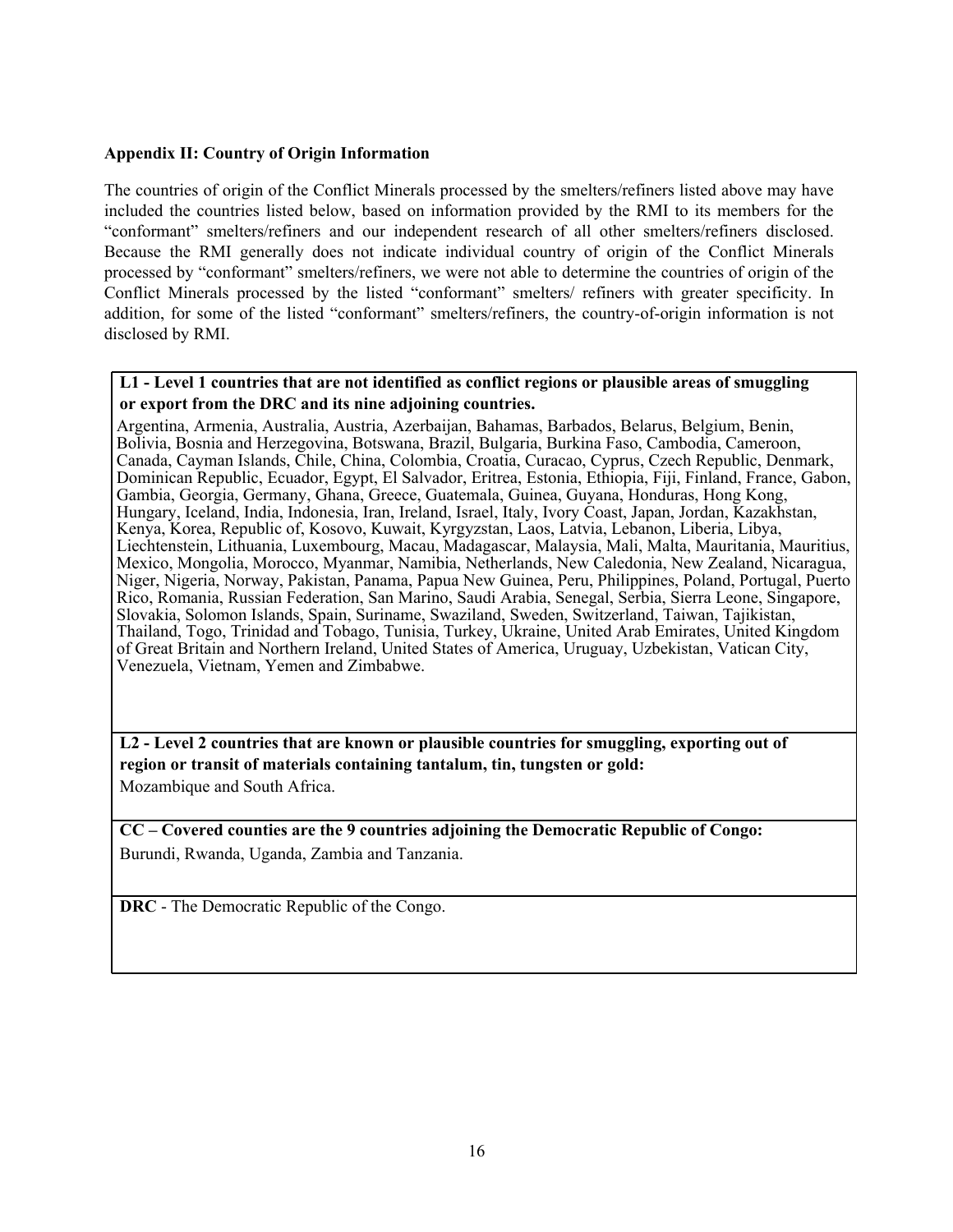**Appendix II: Country of Origin Information**

The countries of origin of the Conflict Minerals processed by the smelters/refiners listed above may have included the countries listed below, based on information provided by the RMI to its members for the "conformant" smelters/refiners and our independent research of all other smelters/refiners disclosed. Because the RMI generally does not indicate individual country of origin of the Conflict Minerals processed by "conformant" smelters/refiners, we were not able to determine the countries of origin of the Conflict Minerals processed by the listed "conformant" smelters/ refiners with greater specificity. In addition, for some of the listed "conformant" smelters/refiners, the country-of-origin information is not disclosed by RMI.

| |
|---|
| **L1 - Level 1 countries that are not identified as conflict regions or plausible areas of smuggling or export from the DRC and its nine adjoining countries.**<br>Argentina, Armenia, Australia, Austria, Azerbaijan, Bahamas, Barbados, Belarus, Belgium, Benin, Bolivia, Bosnia and Herzegovina, Botswana, Brazil, Bulgaria, Burkina Faso, Cambodia, Cameroon, Canada, Cayman Islands, Chile, China, Colombia, Croatia, Curacao, Cyprus, Czech Republic, Denmark, Dominican Republic, Ecuador, Egypt, El Salvador, Eritrea, Estonia, Ethiopia, Fiji, Finland, France, Gabon, Gambia, Georgia, Germany, Ghana, Greece, Guatemala, Guinea, Guyana, Honduras, Hong Kong, Hungary, Iceland, India, Indonesia, Iran, Ireland, Israel, Italy, Ivory Coast, Japan, Jordan, Kazakhstan, Kenya, Korea, Republic of, Kosovo, Kuwait, Kyrgyzstan, Laos, Latvia, Lebanon, Liberia, Libya, Liechtenstein, Lithuania, Luxembourg, Macau, Madagascar, Malaysia, Mali, Malta, Mauritania, Mauritius, Mexico, Mongolia, Morocco, Myanmar, Namibia, Netherlands, New Caledonia, New Zealand, Nicaragua, Niger, Nigeria, Norway, Pakistan, Panama, Papua New Guinea, Peru, Philippines, Poland, Portugal, Puerto Rico, Romania, Russian Federation, San Marino, Saudi Arabia, Senegal, Serbia, Sierra Leone, Singapore, Slovakia, Solomon Islands, Spain, Suriname, Swaziland, Sweden, Switzerland, Taiwan, Tajikistan, Thailand, Togo, Trinidad and Tobago, Tunisia, Turkey, Ukraine, United Arab Emirates, United Kingdom of Great Britain and Northern Ireland, United States of America, Uruguay, Uzbekistan, Vatican City, Venezuela, Vietnam, Yemen and Zimbabwe. |
| **L2 - Level 2 countries that are known or plausible countries for smuggling, exporting out of region or transit of materials containing tantalum, tin, tungsten or gold:**<br>Mozambique and South Africa. |
| **CC – Covered counties are the 9 countries adjoining the Democratic Republic of Congo:**<br>Burundi, Rwanda, Uganda, Zambia and Tanzania. |
| **DRC** - The Democratic Republic of the Congo. |